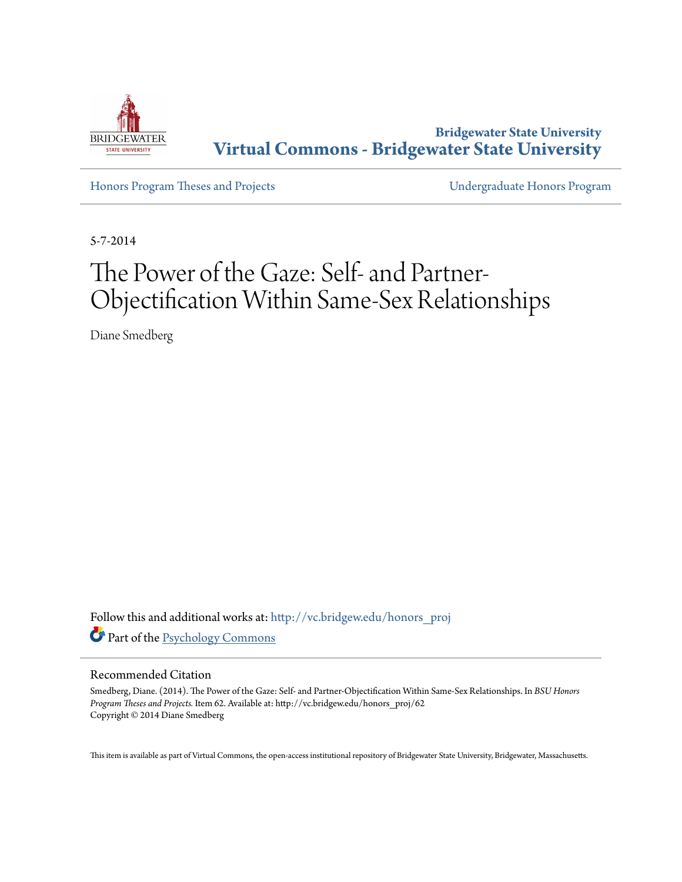Bridgewater State University
**Virtual Commons - Bridgewater State University**

Honors Program Theses and Projects

Undergraduate Honors Program

5-7-2014

# The Power of the Gaze: Self- and Partner-Objectification Within Same-Sex Relationships

Diane Smedberg

Follow this and additional works at: http://vc.bridgew.edu/honors_proj

Part of the Psychology Commons

## Recommended Citation

Smedberg, Diane. (2014). The Power of the Gaze: Self- and Partner-Objectification Within Same-Sex Relationships. In *BSU Honors Program Theses and Projects.* Item 62. Available at: http://vc.bridgew.edu/honors_proj/62
Copyright © 2014 Diane Smedberg

This item is available as part of Virtual Commons, the open-access institutional repository of Bridgewater State University, Bridgewater, Massachusetts.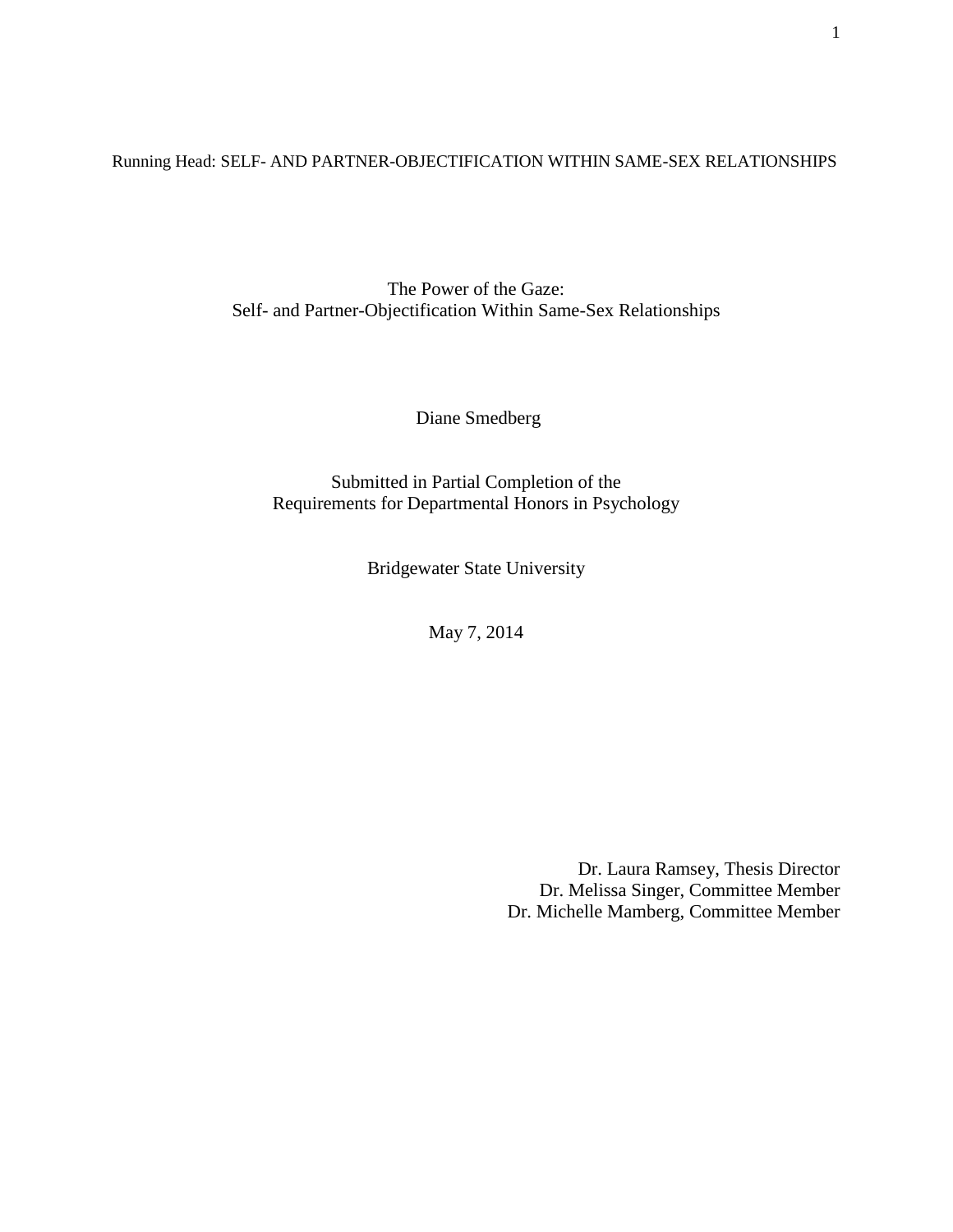Running Head: SELF- AND PARTNER-OBJECTIFICATION WITHIN SAME-SEX RELATIONSHIPS

# The Power of the Gaze:
# Self- and Partner-Objectification Within Same-Sex Relationships

Diane Smedberg

Submitted in Partial Completion of the
Requirements for Departmental Honors in Psychology

Bridgewater State University

May 7, 2014

Dr. Laura Ramsey, Thesis Director
Dr. Melissa Singer, Committee Member
Dr. Michelle Mamberg, Committee Member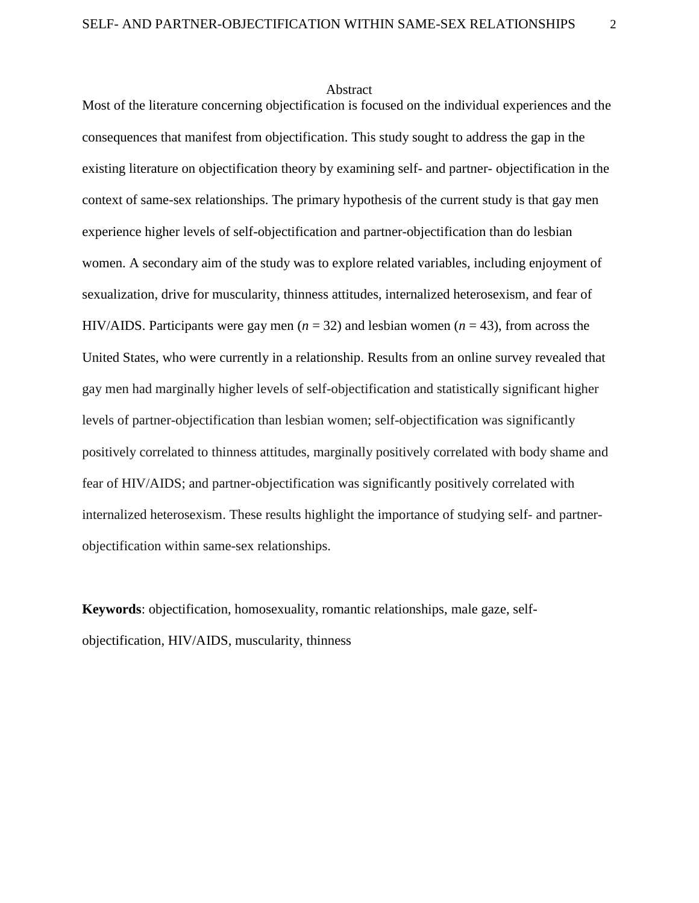## Abstract

Most of the literature concerning objectification is focused on the individual experiences and the consequences that manifest from objectification. This study sought to address the gap in the existing literature on objectification theory by examining self- and partner- objectification in the context of same-sex relationships. The primary hypothesis of the current study is that gay men experience higher levels of self-objectification and partner-objectification than do lesbian women. A secondary aim of the study was to explore related variables, including enjoyment of sexualization, drive for muscularity, thinness attitudes, internalized heterosexism, and fear of HIV/AIDS. Participants were gay men ($n$ = 32) and lesbian women ($n$ = 43), from across the United States, who were currently in a relationship. Results from an online survey revealed that gay men had marginally higher levels of self-objectification and statistically significant higher levels of partner-objectification than lesbian women; self-objectification was significantly positively correlated to thinness attitudes, marginally positively correlated with body shame and fear of HIV/AIDS; and partner-objectification was significantly positively correlated with internalized heterosexism. These results highlight the importance of studying self- and partner-objectification within same-sex relationships.

**Keywords**: objectification, homosexuality, romantic relationships, male gaze, self-objectification, HIV/AIDS, muscularity, thinness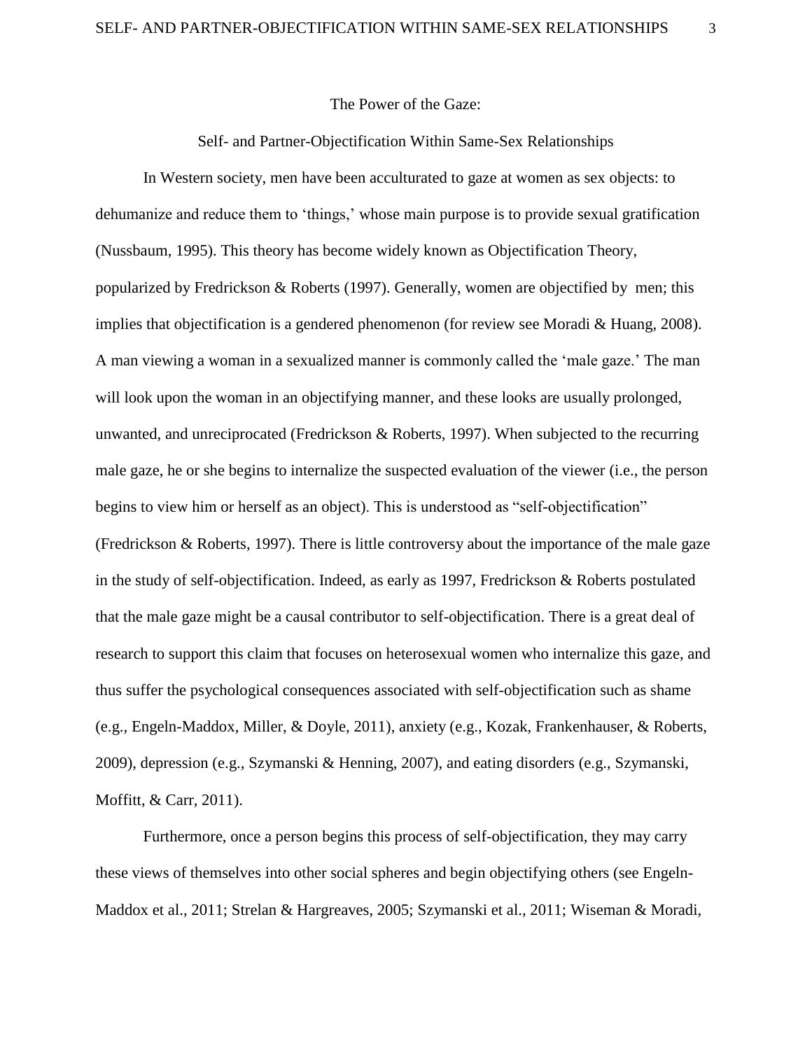# The Power of the Gaze:

## Self- and Partner-Objectification Within Same-Sex Relationships

In Western society, men have been acculturated to gaze at women as sex objects: to dehumanize and reduce them to 'things,' whose main purpose is to provide sexual gratification (Nussbaum, 1995). This theory has become widely known as Objectification Theory, popularized by Fredrickson & Roberts (1997). Generally, women are objectified by men; this implies that objectification is a gendered phenomenon (for review see Moradi & Huang, 2008). A man viewing a woman in a sexualized manner is commonly called the 'male gaze.' The man will look upon the woman in an objectifying manner, and these looks are usually prolonged, unwanted, and unreciprocated (Fredrickson & Roberts, 1997). When subjected to the recurring male gaze, he or she begins to internalize the suspected evaluation of the viewer (i.e., the person begins to view him or herself as an object). This is understood as "self-objectification" (Fredrickson & Roberts, 1997). There is little controversy about the importance of the male gaze in the study of self-objectification. Indeed, as early as 1997, Fredrickson & Roberts postulated that the male gaze might be a causal contributor to self-objectification. There is a great deal of research to support this claim that focuses on heterosexual women who internalize this gaze, and thus suffer the psychological consequences associated with self-objectification such as shame (e.g., Engeln-Maddox, Miller, & Doyle, 2011), anxiety (e.g., Kozak, Frankenhauser, & Roberts, 2009), depression (e.g., Szymanski & Henning, 2007), and eating disorders (e.g., Szymanski, Moffitt, & Carr, 2011).

Furthermore, once a person begins this process of self-objectification, they may carry these views of themselves into other social spheres and begin objectifying others (see Engeln-Maddox et al., 2011; Strelan & Hargreaves, 2005; Szymanski et al., 2011; Wiseman & Moradi,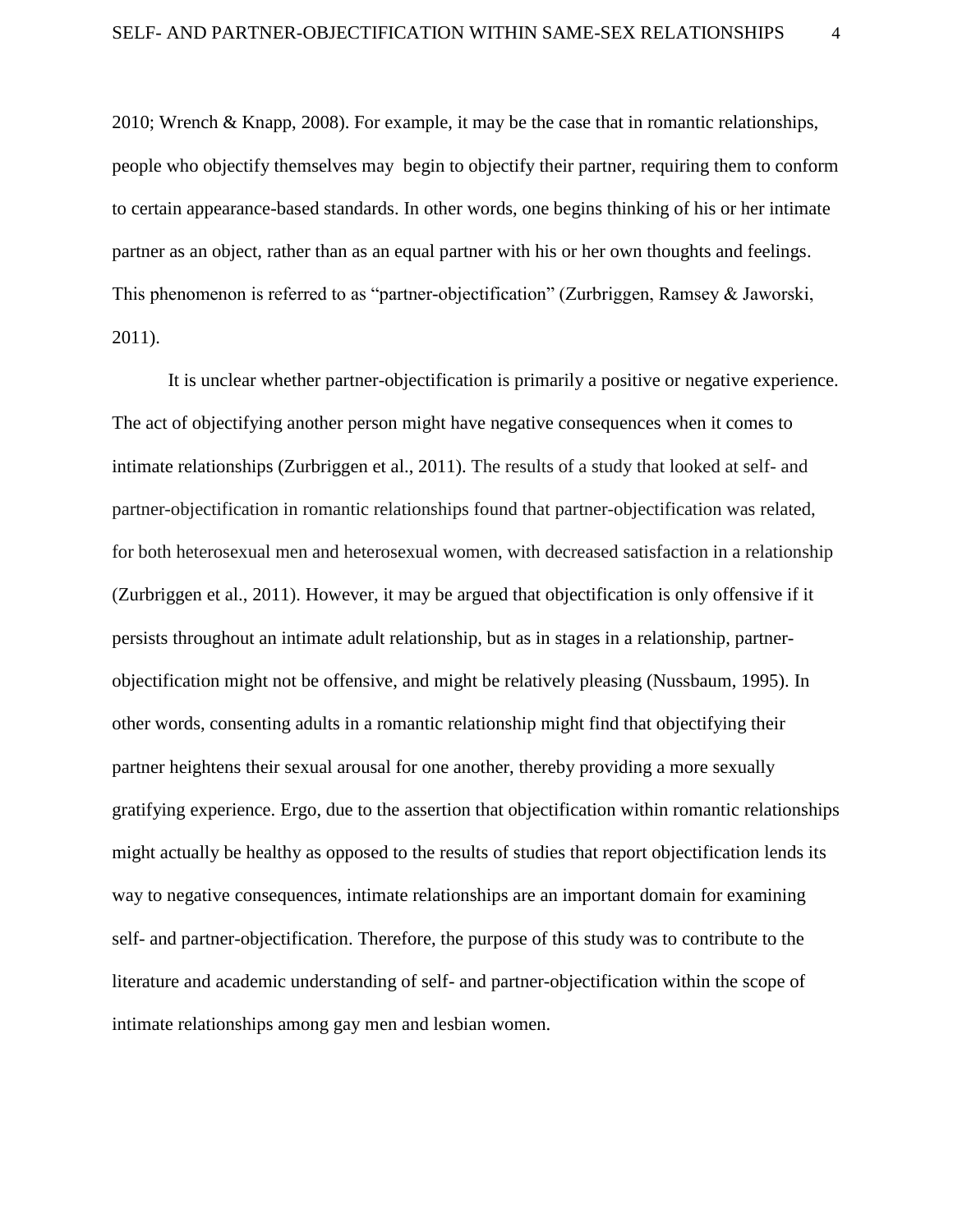2010; Wrench & Knapp, 2008). For example, it may be the case that in romantic relationships, people who objectify themselves may begin to objectify their partner, requiring them to conform to certain appearance-based standards. In other words, one begins thinking of his or her intimate partner as an object, rather than as an equal partner with his or her own thoughts and feelings. This phenomenon is referred to as "partner-objectification" (Zurbriggen, Ramsey & Jaworski, 2011).

It is unclear whether partner-objectification is primarily a positive or negative experience. The act of objectifying another person might have negative consequences when it comes to intimate relationships (Zurbriggen et al., 2011). The results of a study that looked at self- and partner-objectification in romantic relationships found that partner-objectification was related, for both heterosexual men and heterosexual women, with decreased satisfaction in a relationship (Zurbriggen et al., 2011). However, it may be argued that objectification is only offensive if it persists throughout an intimate adult relationship, but as in stages in a relationship, partner-objectification might not be offensive, and might be relatively pleasing (Nussbaum, 1995). In other words, consenting adults in a romantic relationship might find that objectifying their partner heightens their sexual arousal for one another, thereby providing a more sexually gratifying experience. Ergo, due to the assertion that objectification within romantic relationships might actually be healthy as opposed to the results of studies that report objectification lends its way to negative consequences, intimate relationships are an important domain for examining self- and partner-objectification. Therefore, the purpose of this study was to contribute to the literature and academic understanding of self- and partner-objectification within the scope of intimate relationships among gay men and lesbian women.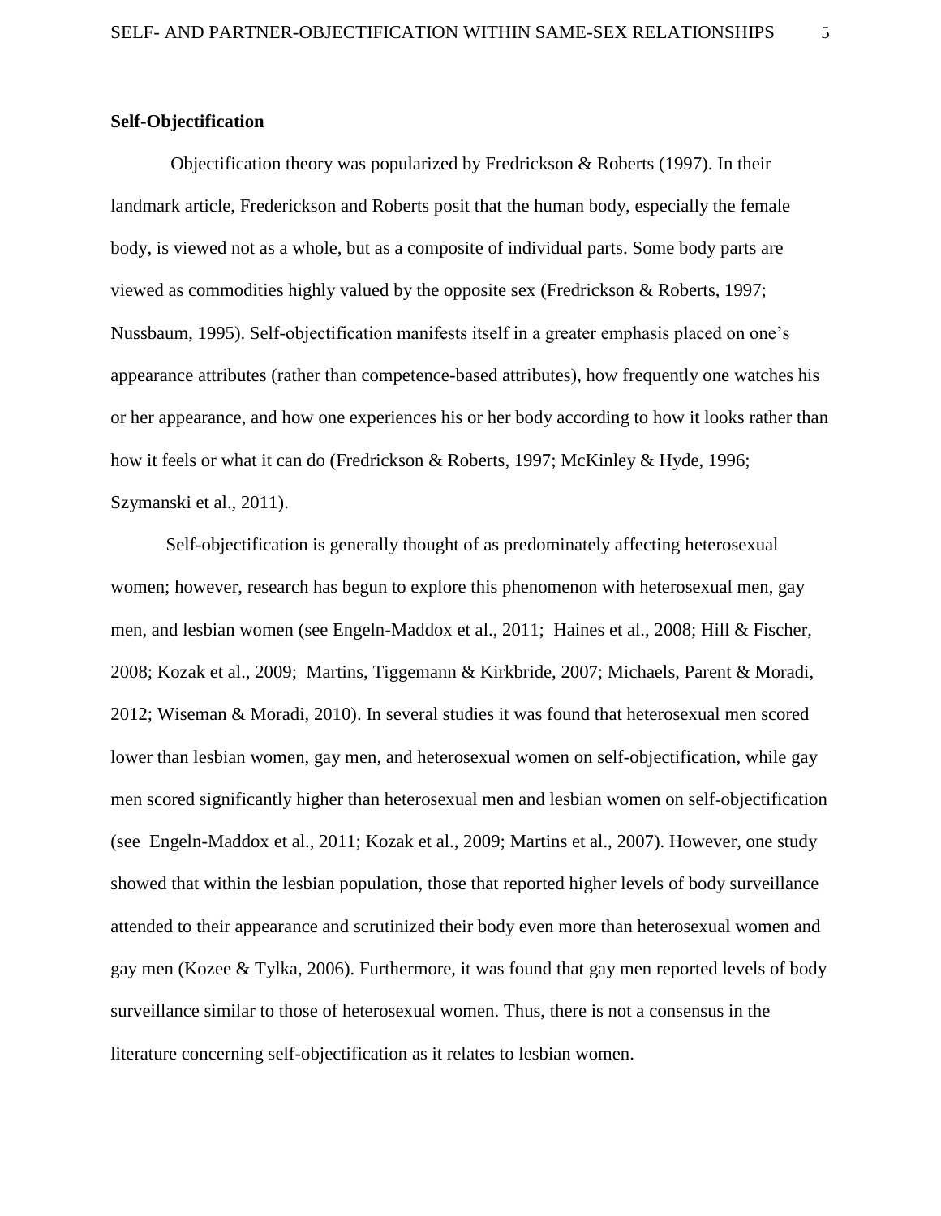**Self-Objectification**

Objectification theory was popularized by Fredrickson & Roberts (1997). In their landmark article, Frederickson and Roberts posit that the human body, especially the female body, is viewed not as a whole, but as a composite of individual parts. Some body parts are viewed as commodities highly valued by the opposite sex (Fredrickson & Roberts, 1997; Nussbaum, 1995). Self-objectification manifests itself in a greater emphasis placed on one's appearance attributes (rather than competence-based attributes), how frequently one watches his or her appearance, and how one experiences his or her body according to how it looks rather than how it feels or what it can do (Fredrickson & Roberts, 1997; McKinley & Hyde, 1996; Szymanski et al., 2011).

Self-objectification is generally thought of as predominately affecting heterosexual women; however, research has begun to explore this phenomenon with heterosexual men, gay men, and lesbian women (see Engeln-Maddox et al., 2011; Haines et al., 2008; Hill & Fischer, 2008; Kozak et al., 2009; Martins, Tiggemann & Kirkbride, 2007; Michaels, Parent & Moradi, 2012; Wiseman & Moradi, 2010). In several studies it was found that heterosexual men scored lower than lesbian women, gay men, and heterosexual women on self-objectification, while gay men scored significantly higher than heterosexual men and lesbian women on self-objectification (see Engeln-Maddox et al., 2011; Kozak et al., 2009; Martins et al., 2007). However, one study showed that within the lesbian population, those that reported higher levels of body surveillance attended to their appearance and scrutinized their body even more than heterosexual women and gay men (Kozee & Tylka, 2006). Furthermore, it was found that gay men reported levels of body surveillance similar to those of heterosexual women. Thus, there is not a consensus in the literature concerning self-objectification as it relates to lesbian women.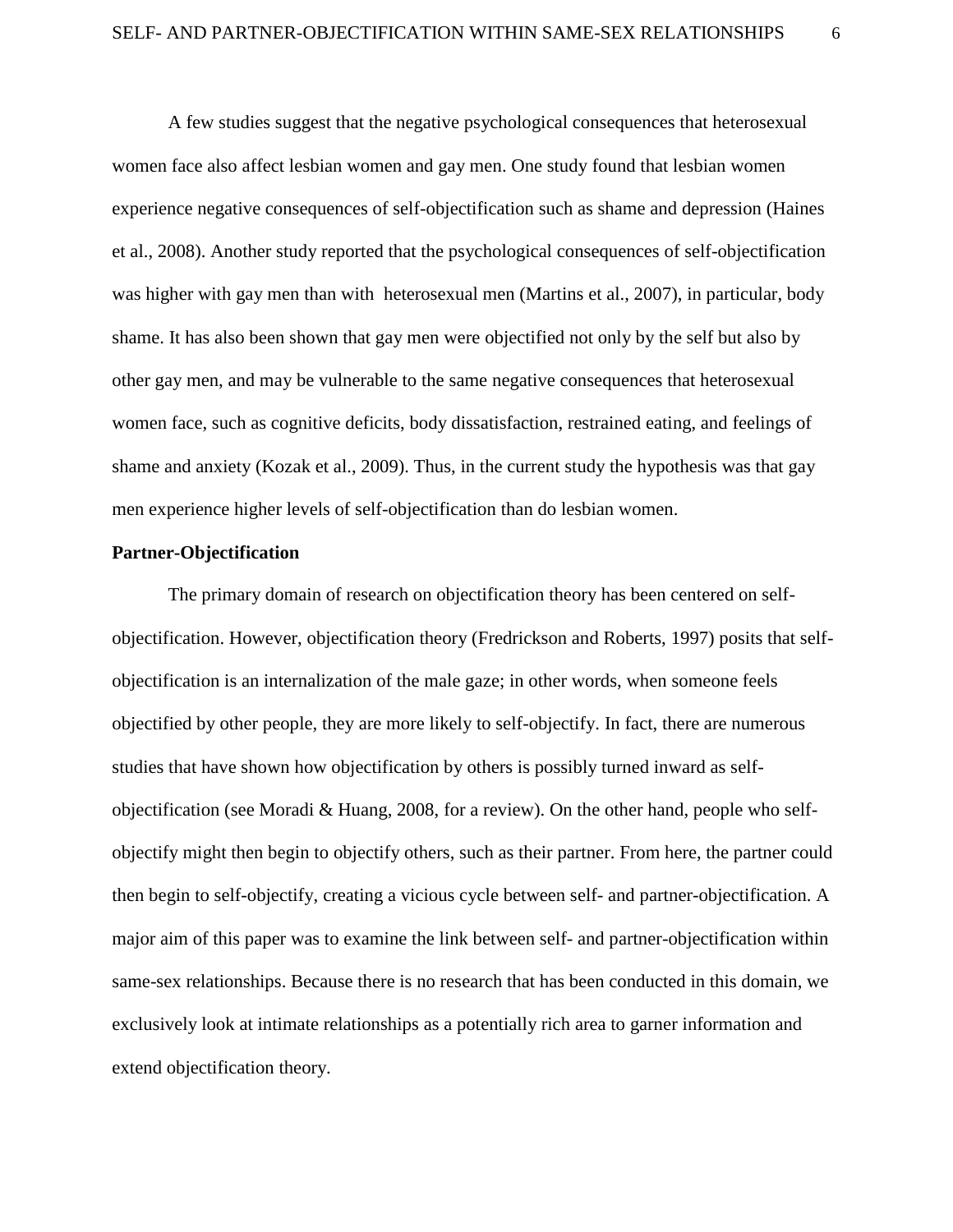A few studies suggest that the negative psychological consequences that heterosexual women face also affect lesbian women and gay men. One study found that lesbian women experience negative consequences of self-objectification such as shame and depression (Haines et al., 2008). Another study reported that the psychological consequences of self-objectification was higher with gay men than with heterosexual men (Martins et al., 2007), in particular, body shame. It has also been shown that gay men were objectified not only by the self but also by other gay men, and may be vulnerable to the same negative consequences that heterosexual women face, such as cognitive deficits, body dissatisfaction, restrained eating, and feelings of shame and anxiety (Kozak et al., 2009). Thus, in the current study the hypothesis was that gay men experience higher levels of self-objectification than do lesbian women.

**Partner-Objectification**

The primary domain of research on objectification theory has been centered on self-objectification. However, objectification theory (Fredrickson and Roberts, 1997) posits that self-objectification is an internalization of the male gaze; in other words, when someone feels objectified by other people, they are more likely to self-objectify. In fact, there are numerous studies that have shown how objectification by others is possibly turned inward as self-objectification (see Moradi & Huang, 2008, for a review). On the other hand, people who self-objectify might then begin to objectify others, such as their partner. From here, the partner could then begin to self-objectify, creating a vicious cycle between self- and partner-objectification. A major aim of this paper was to examine the link between self- and partner-objectification within same-sex relationships. Because there is no research that has been conducted in this domain, we exclusively look at intimate relationships as a potentially rich area to garner information and extend objectification theory.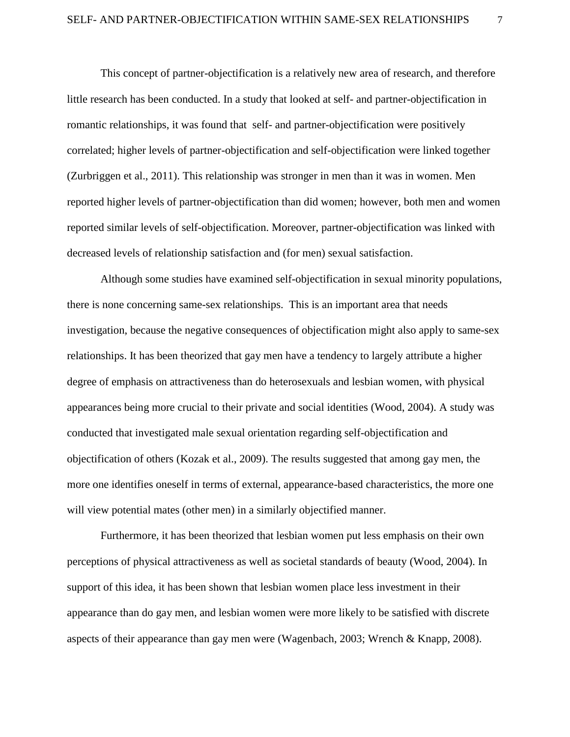This concept of partner-objectification is a relatively new area of research, and therefore little research has been conducted. In a study that looked at self- and partner-objectification in romantic relationships, it was found that self- and partner-objectification were positively correlated; higher levels of partner-objectification and self-objectification were linked together (Zurbriggen et al., 2011). This relationship was stronger in men than it was in women. Men reported higher levels of partner-objectification than did women; however, both men and women reported similar levels of self-objectification. Moreover, partner-objectification was linked with decreased levels of relationship satisfaction and (for men) sexual satisfaction.

Although some studies have examined self-objectification in sexual minority populations, there is none concerning same-sex relationships. This is an important area that needs investigation, because the negative consequences of objectification might also apply to same-sex relationships. It has been theorized that gay men have a tendency to largely attribute a higher degree of emphasis on attractiveness than do heterosexuals and lesbian women, with physical appearances being more crucial to their private and social identities (Wood, 2004). A study was conducted that investigated male sexual orientation regarding self-objectification and objectification of others (Kozak et al., 2009). The results suggested that among gay men, the more one identifies oneself in terms of external, appearance-based characteristics, the more one will view potential mates (other men) in a similarly objectified manner.

Furthermore, it has been theorized that lesbian women put less emphasis on their own perceptions of physical attractiveness as well as societal standards of beauty (Wood, 2004). In support of this idea, it has been shown that lesbian women place less investment in their appearance than do gay men, and lesbian women were more likely to be satisfied with discrete aspects of their appearance than gay men were (Wagenbach, 2003; Wrench & Knapp, 2008).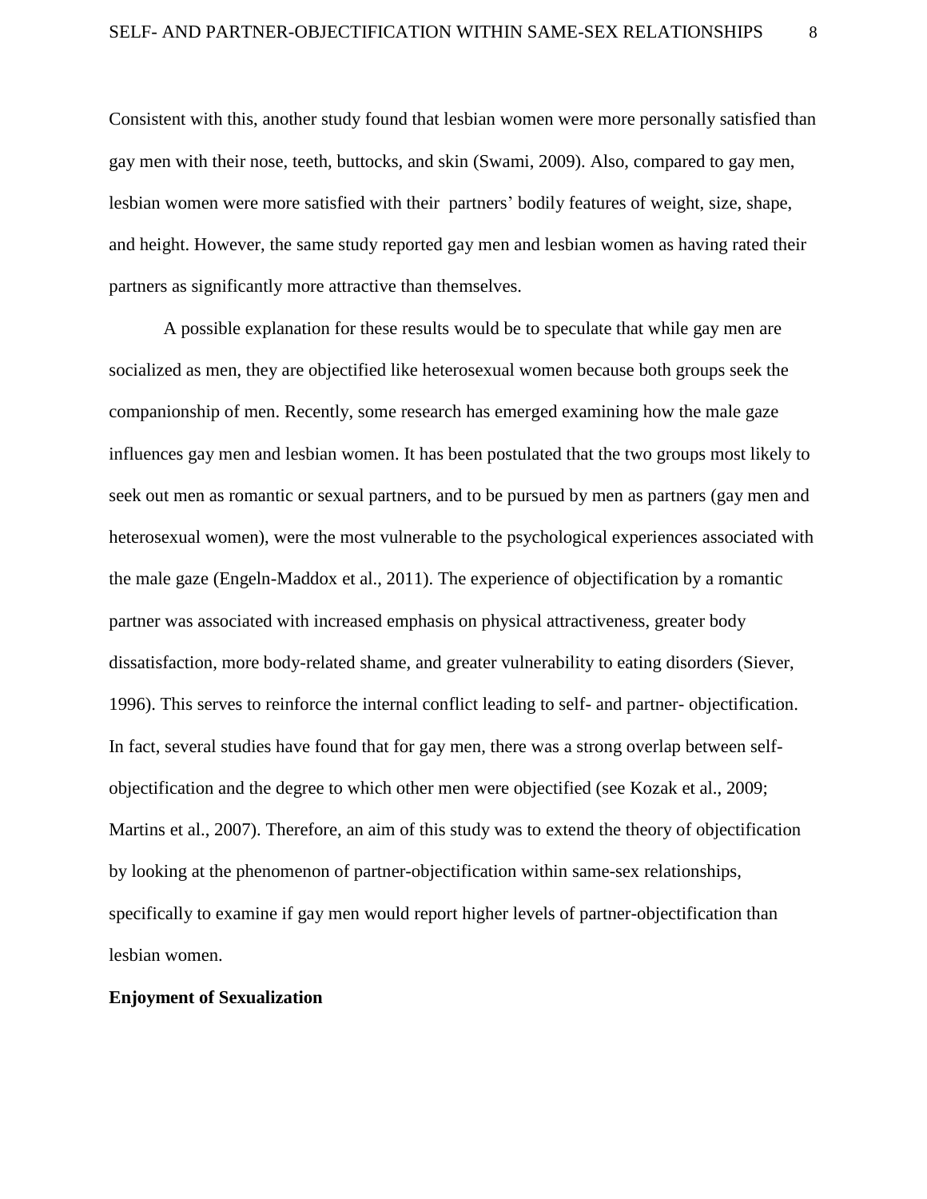Consistent with this, another study found that lesbian women were more personally satisfied than gay men with their nose, teeth, buttocks, and skin (Swami, 2009). Also, compared to gay men, lesbian women were more satisfied with their partners' bodily features of weight, size, shape, and height. However, the same study reported gay men and lesbian women as having rated their partners as significantly more attractive than themselves.

A possible explanation for these results would be to speculate that while gay men are socialized as men, they are objectified like heterosexual women because both groups seek the companionship of men. Recently, some research has emerged examining how the male gaze influences gay men and lesbian women. It has been postulated that the two groups most likely to seek out men as romantic or sexual partners, and to be pursued by men as partners (gay men and heterosexual women), were the most vulnerable to the psychological experiences associated with the male gaze (Engeln-Maddox et al., 2011). The experience of objectification by a romantic partner was associated with increased emphasis on physical attractiveness, greater body dissatisfaction, more body-related shame, and greater vulnerability to eating disorders (Siever, 1996). This serves to reinforce the internal conflict leading to self- and partner- objectification. In fact, several studies have found that for gay men, there was a strong overlap between self-objectification and the degree to which other men were objectified (see Kozak et al., 2009; Martins et al., 2007). Therefore, an aim of this study was to extend the theory of objectification by looking at the phenomenon of partner-objectification within same-sex relationships, specifically to examine if gay men would report higher levels of partner-objectification than lesbian women.

**Enjoyment of Sexualization**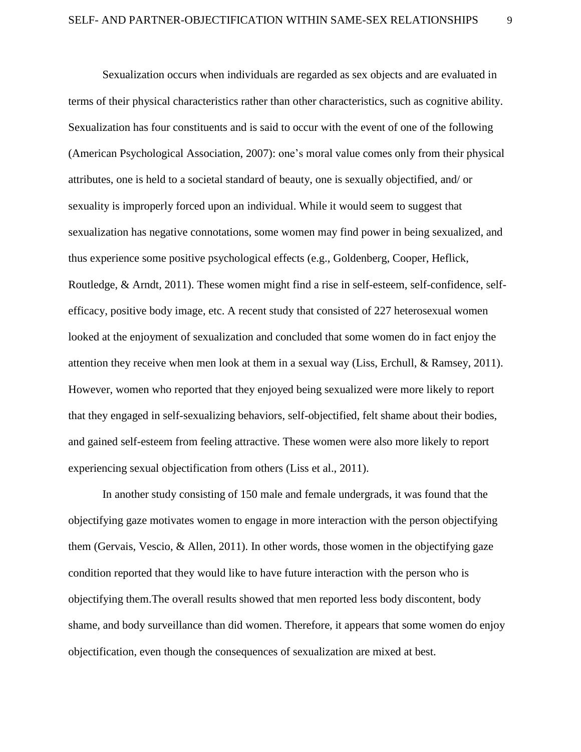Sexualization occurs when individuals are regarded as sex objects and are evaluated in terms of their physical characteristics rather than other characteristics, such as cognitive ability. Sexualization has four constituents and is said to occur with the event of one of the following (American Psychological Association, 2007): one's moral value comes only from their physical attributes, one is held to a societal standard of beauty, one is sexually objectified, and/ or sexuality is improperly forced upon an individual. While it would seem to suggest that sexualization has negative connotations, some women may find power in being sexualized, and thus experience some positive psychological effects (e.g., Goldenberg, Cooper, Heflick, Routledge, & Arndt, 2011). These women might find a rise in self-esteem, self-confidence, self-efficacy, positive body image, etc. A recent study that consisted of 227 heterosexual women looked at the enjoyment of sexualization and concluded that some women do in fact enjoy the attention they receive when men look at them in a sexual way (Liss, Erchull, & Ramsey, 2011). However, women who reported that they enjoyed being sexualized were more likely to report that they engaged in self-sexualizing behaviors, self-objectified, felt shame about their bodies, and gained self-esteem from feeling attractive. These women were also more likely to report experiencing sexual objectification from others (Liss et al., 2011).

In another study consisting of 150 male and female undergrads, it was found that the objectifying gaze motivates women to engage in more interaction with the person objectifying them (Gervais, Vescio, & Allen, 2011). In other words, those women in the objectifying gaze condition reported that they would like to have future interaction with the person who is objectifying them.The overall results showed that men reported less body discontent, body shame, and body surveillance than did women. Therefore, it appears that some women do enjoy objectification, even though the consequences of sexualization are mixed at best.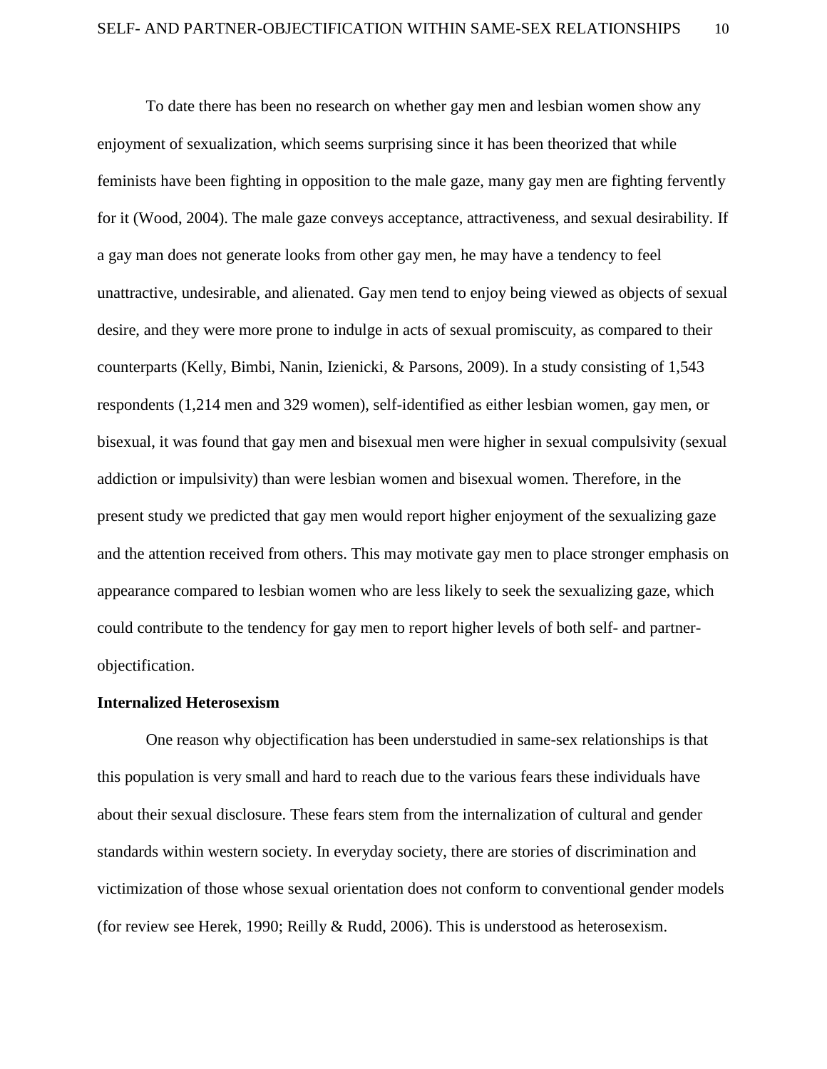To date there has been no research on whether gay men and lesbian women show any enjoyment of sexualization, which seems surprising since it has been theorized that while feminists have been fighting in opposition to the male gaze, many gay men are fighting fervently for it (Wood, 2004). The male gaze conveys acceptance, attractiveness, and sexual desirability. If a gay man does not generate looks from other gay men, he may have a tendency to feel unattractive, undesirable, and alienated. Gay men tend to enjoy being viewed as objects of sexual desire, and they were more prone to indulge in acts of sexual promiscuity, as compared to their counterparts (Kelly, Bimbi, Nanin, Izienicki, & Parsons, 2009). In a study consisting of 1,543 respondents (1,214 men and 329 women), self-identified as either lesbian women, gay men, or bisexual, it was found that gay men and bisexual men were higher in sexual compulsivity (sexual addiction or impulsivity) than were lesbian women and bisexual women. Therefore, in the present study we predicted that gay men would report higher enjoyment of the sexualizing gaze and the attention received from others. This may motivate gay men to place stronger emphasis on appearance compared to lesbian women who are less likely to seek the sexualizing gaze, which could contribute to the tendency for gay men to report higher levels of both self- and partner-objectification.

**Internalized Heterosexism**

One reason why objectification has been understudied in same-sex relationships is that this population is very small and hard to reach due to the various fears these individuals have about their sexual disclosure. These fears stem from the internalization of cultural and gender standards within western society. In everyday society, there are stories of discrimination and victimization of those whose sexual orientation does not conform to conventional gender models (for review see Herek, 1990; Reilly & Rudd, 2006). This is understood as heterosexism.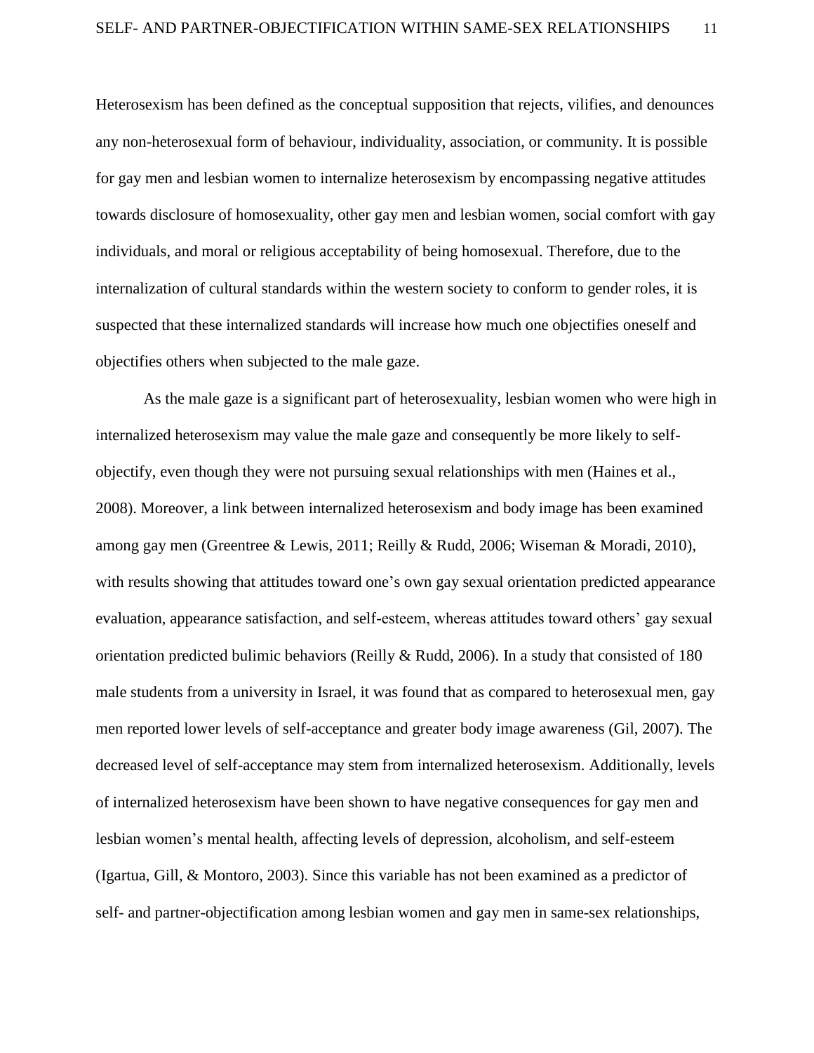Heterosexism has been defined as the conceptual supposition that rejects, vilifies, and denounces any non-heterosexual form of behaviour, individuality, association, or community. It is possible for gay men and lesbian women to internalize heterosexism by encompassing negative attitudes towards disclosure of homosexuality, other gay men and lesbian women, social comfort with gay individuals, and moral or religious acceptability of being homosexual. Therefore, due to the internalization of cultural standards within the western society to conform to gender roles, it is suspected that these internalized standards will increase how much one objectifies oneself and objectifies others when subjected to the male gaze.

As the male gaze is a significant part of heterosexuality, lesbian women who were high in internalized heterosexism may value the male gaze and consequently be more likely to self-objectify, even though they were not pursuing sexual relationships with men (Haines et al., 2008). Moreover, a link between internalized heterosexism and body image has been examined among gay men (Greentree & Lewis, 2011; Reilly & Rudd, 2006; Wiseman & Moradi, 2010), with results showing that attitudes toward one's own gay sexual orientation predicted appearance evaluation, appearance satisfaction, and self-esteem, whereas attitudes toward others' gay sexual orientation predicted bulimic behaviors (Reilly & Rudd, 2006). In a study that consisted of 180 male students from a university in Israel, it was found that as compared to heterosexual men, gay men reported lower levels of self-acceptance and greater body image awareness (Gil, 2007). The decreased level of self-acceptance may stem from internalized heterosexism. Additionally, levels of internalized heterosexism have been shown to have negative consequences for gay men and lesbian women's mental health, affecting levels of depression, alcoholism, and self-esteem (Igartua, Gill, & Montoro, 2003). Since this variable has not been examined as a predictor of self- and partner-objectification among lesbian women and gay men in same-sex relationships,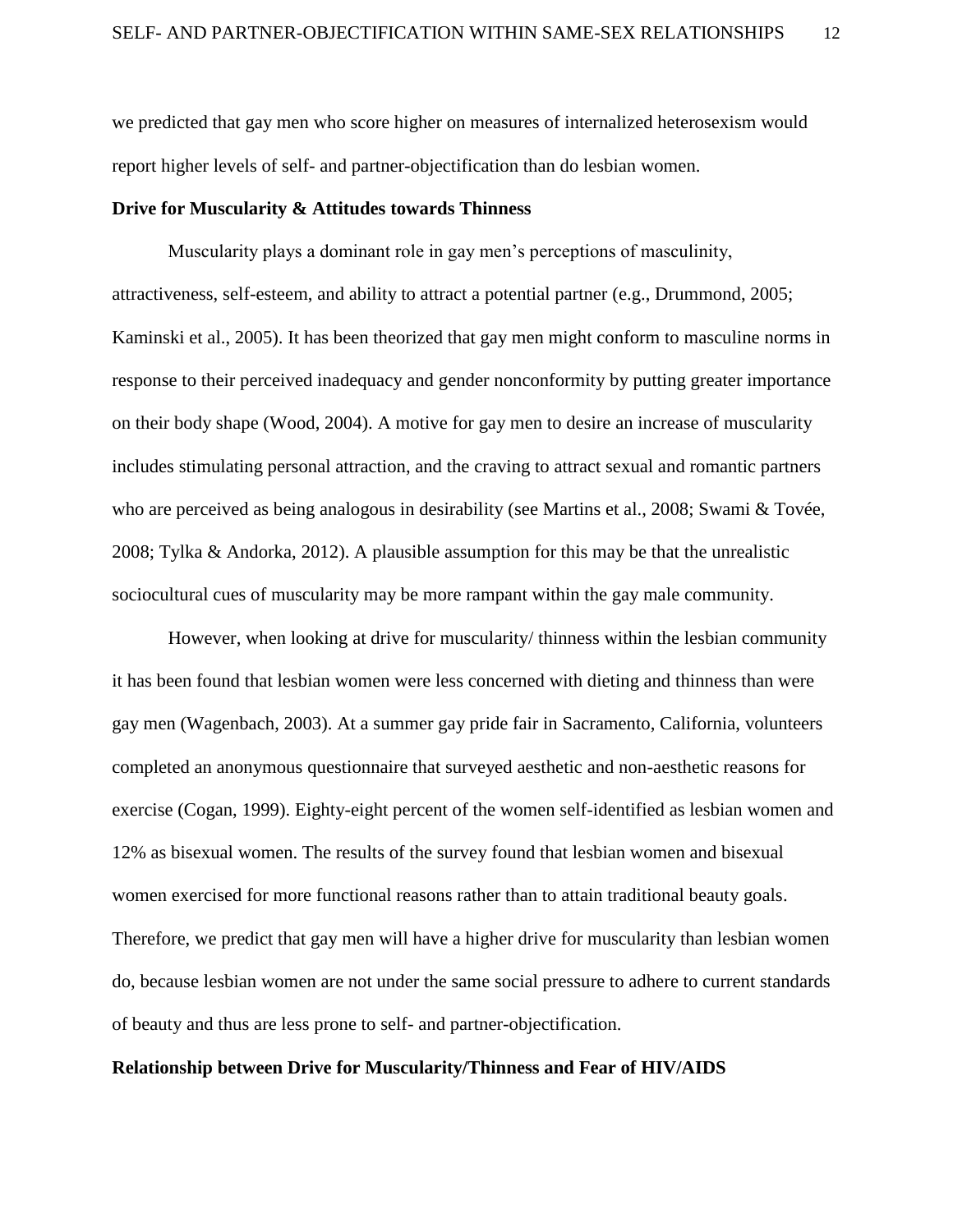we predicted that gay men who score higher on measures of internalized heterosexism would report higher levels of self- and partner-objectification than do lesbian women.

**Drive for Muscularity & Attitudes towards Thinness**

Muscularity plays a dominant role in gay men's perceptions of masculinity, attractiveness, self-esteem, and ability to attract a potential partner (e.g., Drummond, 2005; Kaminski et al., 2005). It has been theorized that gay men might conform to masculine norms in response to their perceived inadequacy and gender nonconformity by putting greater importance on their body shape (Wood, 2004). A motive for gay men to desire an increase of muscularity includes stimulating personal attraction, and the craving to attract sexual and romantic partners who are perceived as being analogous in desirability (see Martins et al., 2008; Swami & Tovée, 2008; Tylka & Andorka, 2012). A plausible assumption for this may be that the unrealistic sociocultural cues of muscularity may be more rampant within the gay male community.

However, when looking at drive for muscularity/ thinness within the lesbian community it has been found that lesbian women were less concerned with dieting and thinness than were gay men (Wagenbach, 2003). At a summer gay pride fair in Sacramento, California, volunteers completed an anonymous questionnaire that surveyed aesthetic and non-aesthetic reasons for exercise (Cogan, 1999). Eighty-eight percent of the women self-identified as lesbian women and 12% as bisexual women. The results of the survey found that lesbian women and bisexual women exercised for more functional reasons rather than to attain traditional beauty goals. Therefore, we predict that gay men will have a higher drive for muscularity than lesbian women do, because lesbian women are not under the same social pressure to adhere to current standards of beauty and thus are less prone to self- and partner-objectification.

**Relationship between Drive for Muscularity/Thinness and Fear of HIV/AIDS**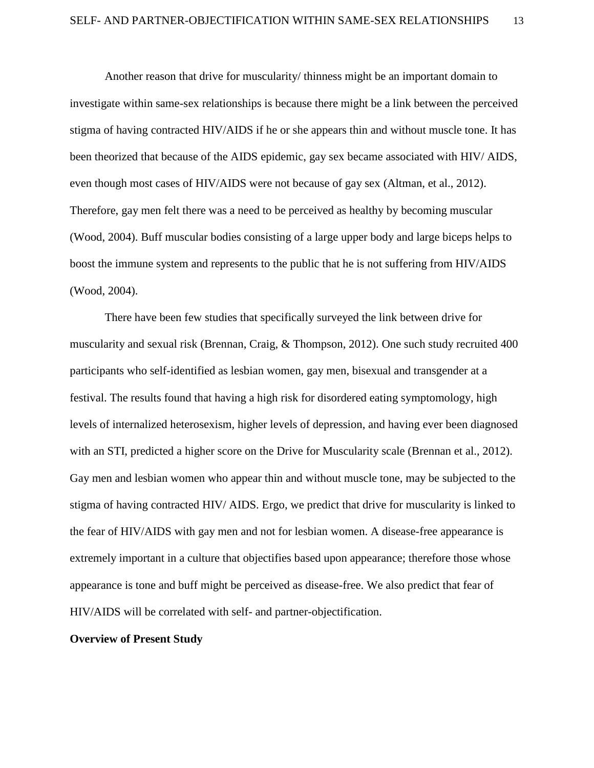Another reason that drive for muscularity/ thinness might be an important domain to investigate within same-sex relationships is because there might be a link between the perceived stigma of having contracted HIV/AIDS if he or she appears thin and without muscle tone. It has been theorized that because of the AIDS epidemic, gay sex became associated with HIV/ AIDS, even though most cases of HIV/AIDS were not because of gay sex (Altman, et al., 2012). Therefore, gay men felt there was a need to be perceived as healthy by becoming muscular (Wood, 2004). Buff muscular bodies consisting of a large upper body and large biceps helps to boost the immune system and represents to the public that he is not suffering from HIV/AIDS (Wood, 2004).

There have been few studies that specifically surveyed the link between drive for muscularity and sexual risk (Brennan, Craig, & Thompson, 2012). One such study recruited 400 participants who self-identified as lesbian women, gay men, bisexual and transgender at a festival. The results found that having a high risk for disordered eating symptomology, high levels of internalized heterosexism, higher levels of depression, and having ever been diagnosed with an STI, predicted a higher score on the Drive for Muscularity scale (Brennan et al., 2012). Gay men and lesbian women who appear thin and without muscle tone, may be subjected to the stigma of having contracted HIV/ AIDS. Ergo, we predict that drive for muscularity is linked to the fear of HIV/AIDS with gay men and not for lesbian women. A disease-free appearance is extremely important in a culture that objectifies based upon appearance; therefore those whose appearance is tone and buff might be perceived as disease-free. We also predict that fear of HIV/AIDS will be correlated with self- and partner-objectification.

**Overview of Present Study**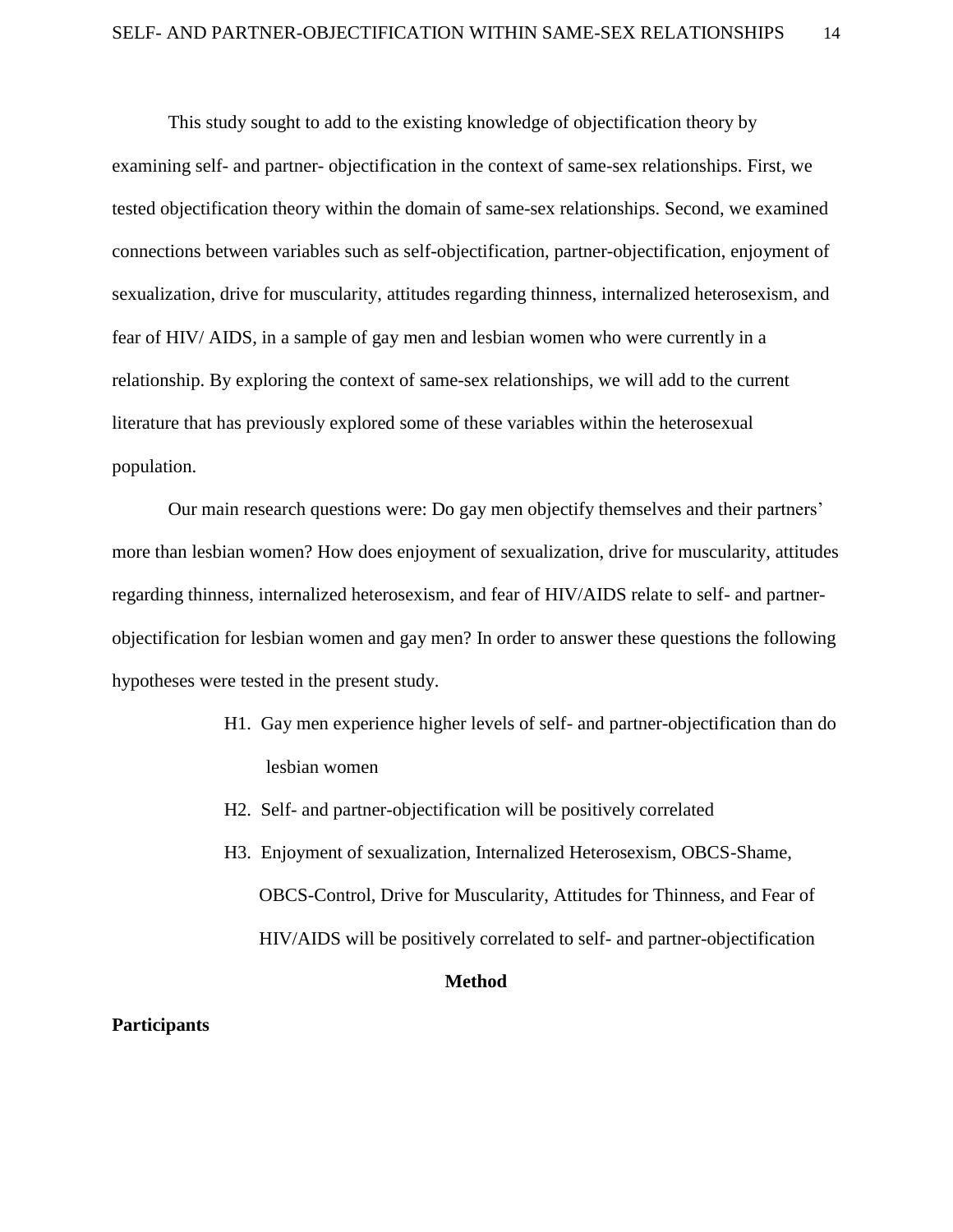This study sought to add to the existing knowledge of objectification theory by examining self- and partner- objectification in the context of same-sex relationships. First, we tested objectification theory within the domain of same-sex relationships. Second, we examined connections between variables such as self-objectification, partner-objectification, enjoyment of sexualization, drive for muscularity, attitudes regarding thinness, internalized heterosexism, and fear of HIV/ AIDS, in a sample of gay men and lesbian women who were currently in a relationship. By exploring the context of same-sex relationships, we will add to the current literature that has previously explored some of these variables within the heterosexual population.

Our main research questions were: Do gay men objectify themselves and their partners' more than lesbian women? How does enjoyment of sexualization, drive for muscularity, attitudes regarding thinness, internalized heterosexism, and fear of HIV/AIDS relate to self- and partner-objectification for lesbian women and gay men? In order to answer these questions the following hypotheses were tested in the present study.

- H1. Gay men experience higher levels of self- and partner-objectification than do lesbian women
- H2. Self- and partner-objectification will be positively correlated
- H3. Enjoyment of sexualization, Internalized Heterosexism, OBCS-Shame, OBCS-Control, Drive for Muscularity, Attitudes for Thinness, and Fear of HIV/AIDS will be positively correlated to self- and partner-objectification

# Method

## Participants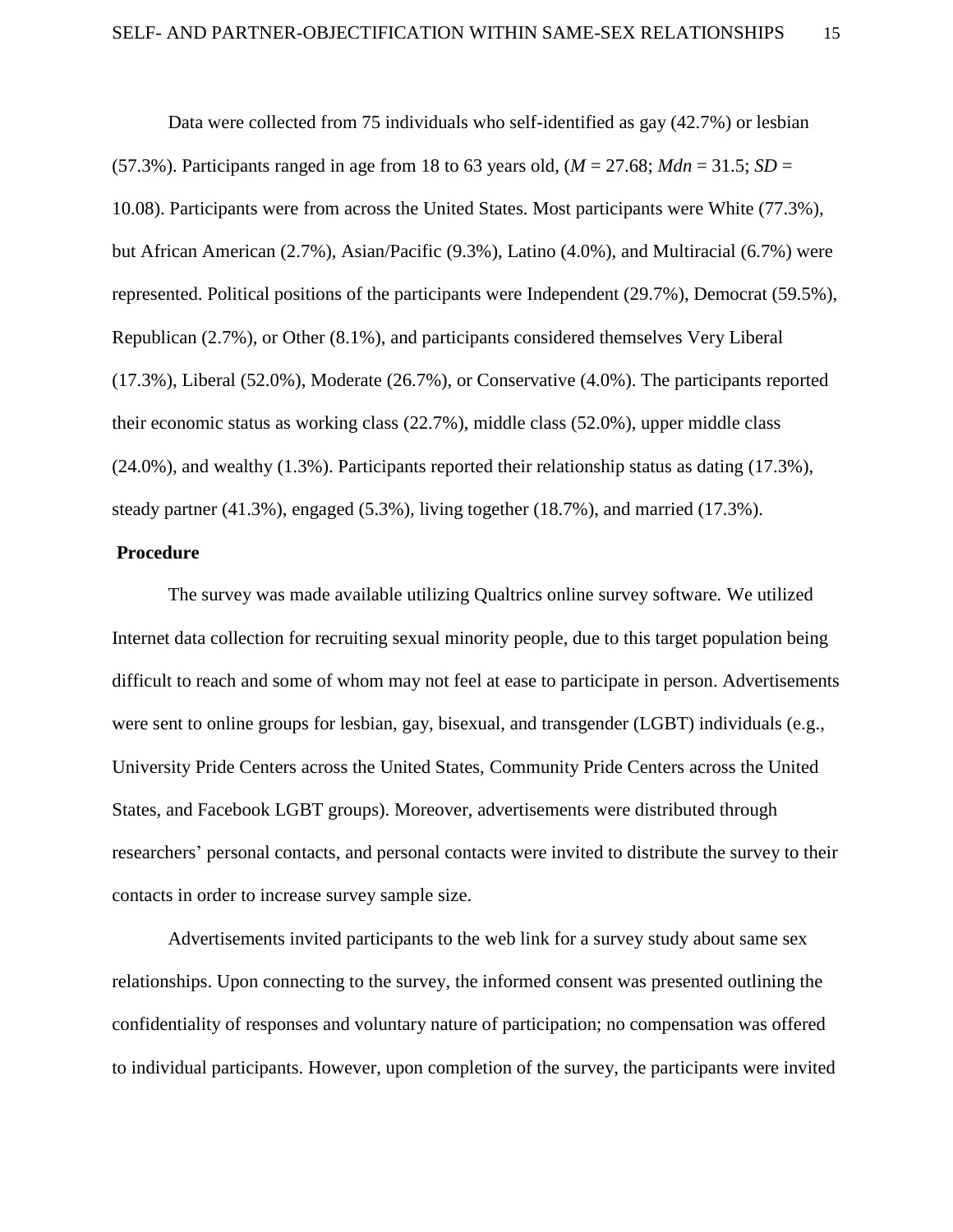Data were collected from 75 individuals who self-identified as gay (42.7%) or lesbian (57.3%). Participants ranged in age from 18 to 63 years old, ($M$ = 27.68; $Mdn$ = 31.5; $SD$ = 10.08). Participants were from across the United States. Most participants were White (77.3%), but African American (2.7%), Asian/Pacific (9.3%), Latino (4.0%), and Multiracial (6.7%) were represented. Political positions of the participants were Independent (29.7%), Democrat (59.5%), Republican (2.7%), or Other (8.1%), and participants considered themselves Very Liberal (17.3%), Liberal (52.0%), Moderate (26.7%), or Conservative (4.0%). The participants reported their economic status as working class (22.7%), middle class (52.0%), upper middle class (24.0%), and wealthy (1.3%). Participants reported their relationship status as dating (17.3%), steady partner (41.3%), engaged (5.3%), living together (18.7%), and married (17.3%).

## Procedure

The survey was made available utilizing Qualtrics online survey software. We utilized Internet data collection for recruiting sexual minority people, due to this target population being difficult to reach and some of whom may not feel at ease to participate in person. Advertisements were sent to online groups for lesbian, gay, bisexual, and transgender (LGBT) individuals (e.g., University Pride Centers across the United States, Community Pride Centers across the United States, and Facebook LGBT groups). Moreover, advertisements were distributed through researchers' personal contacts, and personal contacts were invited to distribute the survey to their contacts in order to increase survey sample size.

Advertisements invited participants to the web link for a survey study about same sex relationships. Upon connecting to the survey, the informed consent was presented outlining the confidentiality of responses and voluntary nature of participation; no compensation was offered to individual participants. However, upon completion of the survey, the participants were invited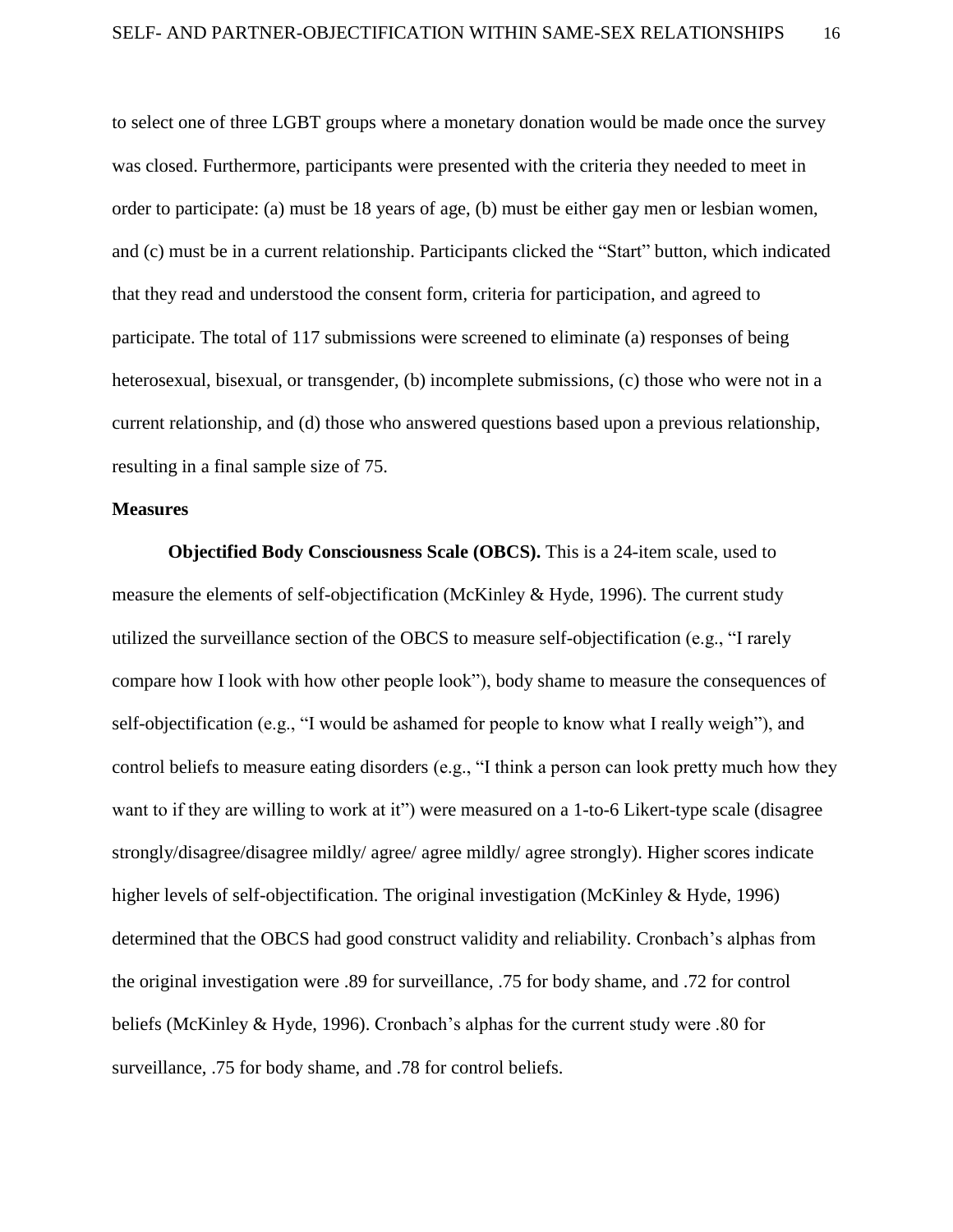to select one of three LGBT groups where a monetary donation would be made once the survey was closed. Furthermore, participants were presented with the criteria they needed to meet in order to participate: (a) must be 18 years of age, (b) must be either gay men or lesbian women, and (c) must be in a current relationship. Participants clicked the "Start" button, which indicated that they read and understood the consent form, criteria for participation, and agreed to participate. The total of 117 submissions were screened to eliminate (a) responses of being heterosexual, bisexual, or transgender, (b) incomplete submissions, (c) those who were not in a current relationship, and (d) those who answered questions based upon a previous relationship, resulting in a final sample size of 75.

## Measures

**Objectified Body Consciousness Scale (OBCS).** This is a 24-item scale, used to measure the elements of self-objectification (McKinley & Hyde, 1996). The current study utilized the surveillance section of the OBCS to measure self-objectification (e.g., "I rarely compare how I look with how other people look"), body shame to measure the consequences of self-objectification (e.g., "I would be ashamed for people to know what I really weigh"), and control beliefs to measure eating disorders (e.g., "I think a person can look pretty much how they want to if they are willing to work at it") were measured on a 1-to-6 Likert-type scale (disagree strongly/disagree/disagree mildly/ agree/ agree mildly/ agree strongly). Higher scores indicate higher levels of self-objectification. The original investigation (McKinley & Hyde, 1996) determined that the OBCS had good construct validity and reliability. Cronbach's alphas from the original investigation were .89 for surveillance, .75 for body shame, and .72 for control beliefs (McKinley & Hyde, 1996). Cronbach's alphas for the current study were .80 for surveillance, .75 for body shame, and .78 for control beliefs.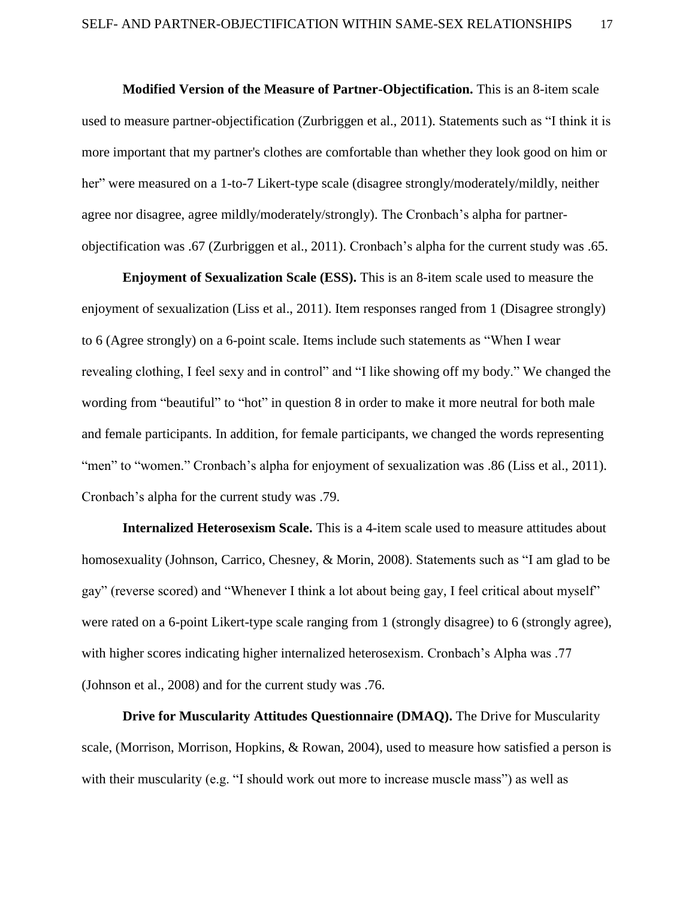**Modified Version of the Measure of Partner-Objectification.** This is an 8-item scale used to measure partner-objectification (Zurbriggen et al., 2011). Statements such as "I think it is more important that my partner's clothes are comfortable than whether they look good on him or her" were measured on a 1-to-7 Likert-type scale (disagree strongly/moderately/mildly, neither agree nor disagree, agree mildly/moderately/strongly). The Cronbach's alpha for partner-objectification was .67 (Zurbriggen et al., 2011). Cronbach's alpha for the current study was .65.

**Enjoyment of Sexualization Scale (ESS).** This is an 8-item scale used to measure the enjoyment of sexualization (Liss et al., 2011). Item responses ranged from 1 (Disagree strongly) to 6 (Agree strongly) on a 6-point scale. Items include such statements as "When I wear revealing clothing, I feel sexy and in control" and "I like showing off my body." We changed the wording from "beautiful" to "hot" in question 8 in order to make it more neutral for both male and female participants. In addition, for female participants, we changed the words representing "men" to "women." Cronbach's alpha for enjoyment of sexualization was .86 (Liss et al., 2011). Cronbach's alpha for the current study was .79.

**Internalized Heterosexism Scale.** This is a 4-item scale used to measure attitudes about homosexuality (Johnson, Carrico, Chesney, & Morin, 2008). Statements such as "I am glad to be gay" (reverse scored) and "Whenever I think a lot about being gay, I feel critical about myself" were rated on a 6-point Likert-type scale ranging from 1 (strongly disagree) to 6 (strongly agree), with higher scores indicating higher internalized heterosexism. Cronbach's Alpha was .77 (Johnson et al., 2008) and for the current study was .76.

**Drive for Muscularity Attitudes Questionnaire (DMAQ).** The Drive for Muscularity scale, (Morrison, Morrison, Hopkins, & Rowan, 2004), used to measure how satisfied a person is with their muscularity (e.g. "I should work out more to increase muscle mass") as well as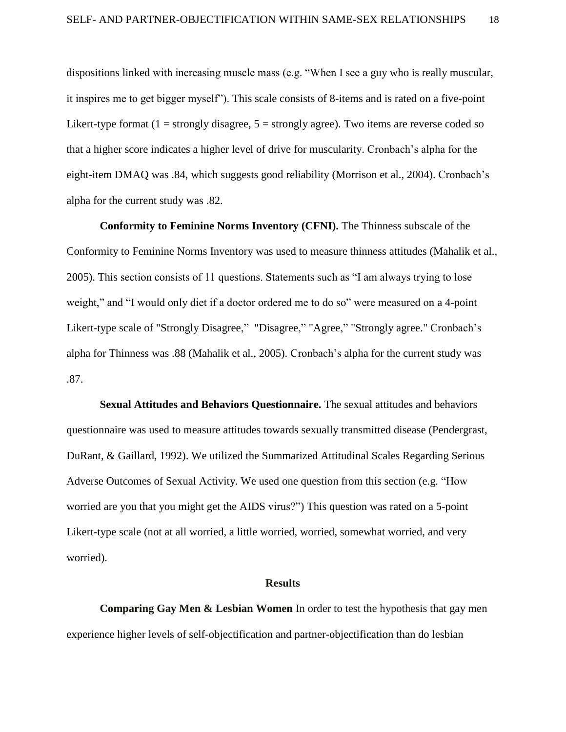dispositions linked with increasing muscle mass (e.g. “When I see a guy who is really muscular, it inspires me to get bigger myself”). This scale consists of 8-items and is rated on a five-point Likert-type format (1 = strongly disagree, 5 = strongly agree). Two items are reverse coded so that a higher score indicates a higher level of drive for muscularity. Cronbach’s alpha for the eight-item DMAQ was .84, which suggests good reliability (Morrison et al., 2004). Cronbach’s alpha for the current study was .82.

**Conformity to Feminine Norms Inventory (CFNI).** The Thinness subscale of the Conformity to Feminine Norms Inventory was used to measure thinness attitudes (Mahalik et al., 2005). This section consists of 11 questions. Statements such as “I am always trying to lose weight,” and “I would only diet if a doctor ordered me to do so” were measured on a 4-point Likert-type scale of "Strongly Disagree," "Disagree," "Agree," "Strongly agree." Cronbach’s alpha for Thinness was .88 (Mahalik et al., 2005). Cronbach’s alpha for the current study was .87.

**Sexual Attitudes and Behaviors Questionnaire.** The sexual attitudes and behaviors questionnaire was used to measure attitudes towards sexually transmitted disease (Pendergrast, DuRant, & Gaillard, 1992). We utilized the Summarized Attitudinal Scales Regarding Serious Adverse Outcomes of Sexual Activity. We used one question from this section (e.g. “How worried are you that you might get the AIDS virus?”) This question was rated on a 5-point Likert-type scale (not at all worried, a little worried, worried, somewhat worried, and very worried).

## Results

**Comparing Gay Men & Lesbian Women** In order to test the hypothesis that gay men experience higher levels of self-objectification and partner-objectification than do lesbian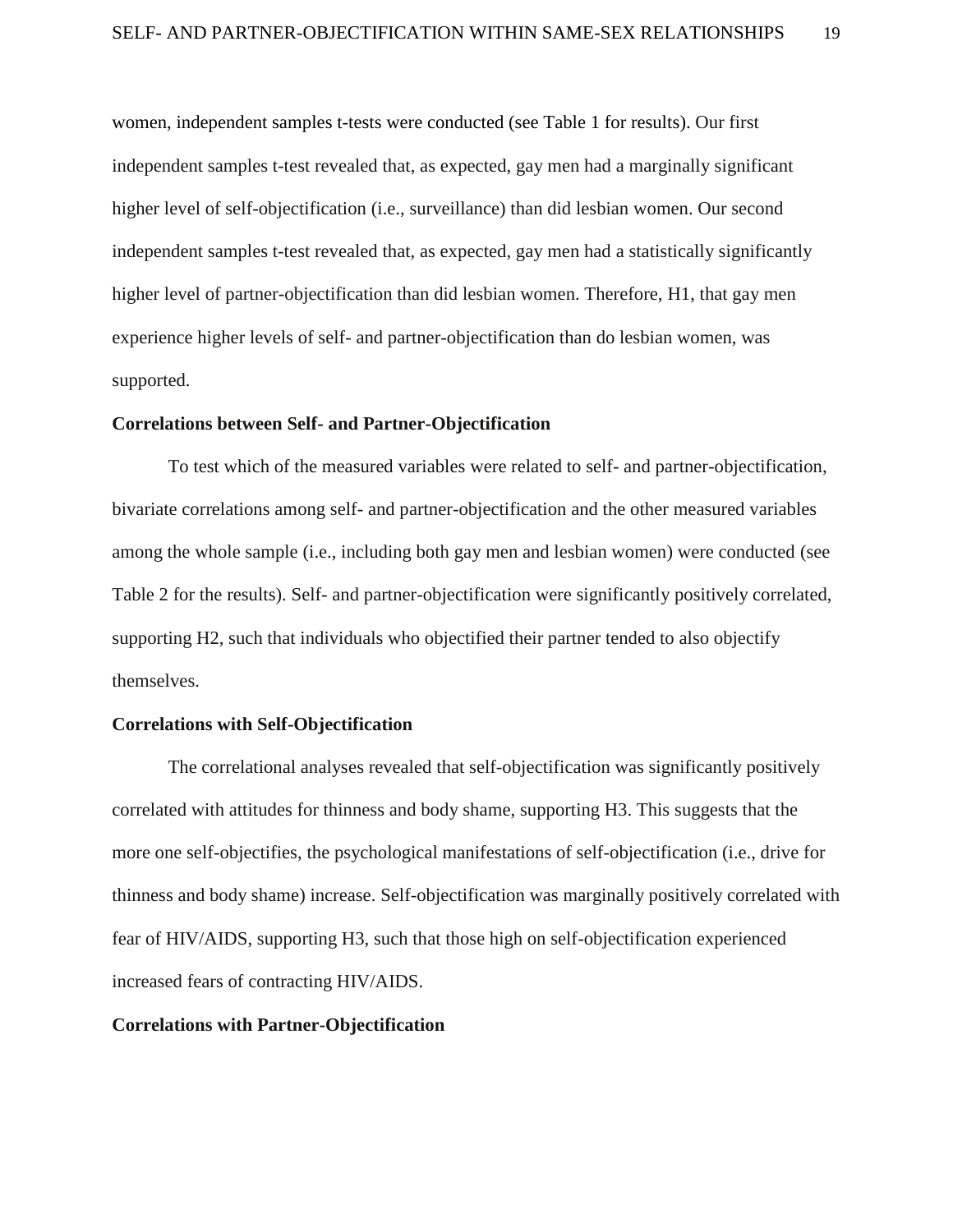women, independent samples t-tests were conducted (see Table 1 for results). Our first independent samples t-test revealed that, as expected, gay men had a marginally significant higher level of self-objectification (i.e., surveillance) than did lesbian women. Our second independent samples t-test revealed that, as expected, gay men had a statistically significantly higher level of partner-objectification than did lesbian women. Therefore, H1, that gay men experience higher levels of self- and partner-objectification than do lesbian women, was supported.

## Correlations between Self- and Partner-Objectification

To test which of the measured variables were related to self- and partner-objectification, bivariate correlations among self- and partner-objectification and the other measured variables among the whole sample (i.e., including both gay men and lesbian women) were conducted (see Table 2 for the results). Self- and partner-objectification were significantly positively correlated, supporting H2, such that individuals who objectified their partner tended to also objectify themselves.

## Correlations with Self-Objectification

The correlational analyses revealed that self-objectification was significantly positively correlated with attitudes for thinness and body shame, supporting H3. This suggests that the more one self-objectifies, the psychological manifestations of self-objectification (i.e., drive for thinness and body shame) increase. Self-objectification was marginally positively correlated with fear of HIV/AIDS, supporting H3, such that those high on self-objectification experienced increased fears of contracting HIV/AIDS.

## Correlations with Partner-Objectification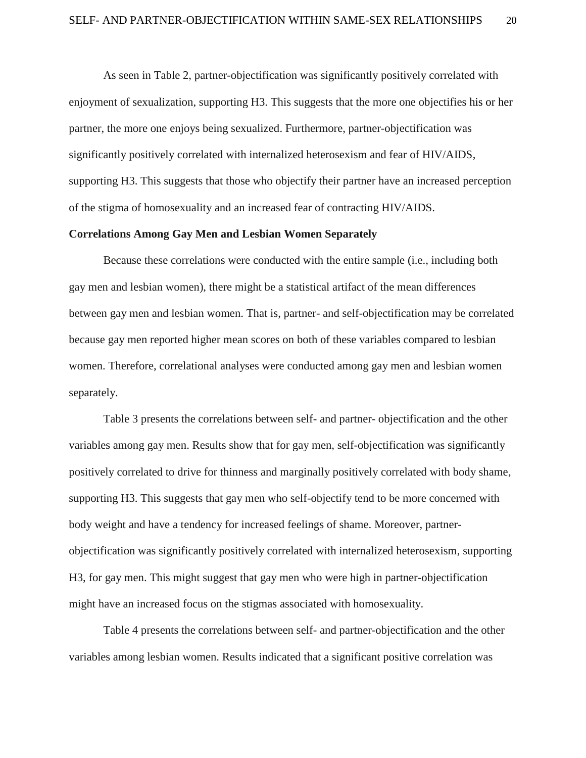As seen in Table 2, partner-objectification was significantly positively correlated with enjoyment of sexualization, supporting H3. This suggests that the more one objectifies his or her partner, the more one enjoys being sexualized. Furthermore, partner-objectification was significantly positively correlated with internalized heterosexism and fear of HIV/AIDS, supporting H3. This suggests that those who objectify their partner have an increased perception of the stigma of homosexuality and an increased fear of contracting HIV/AIDS.

**Correlations Among Gay Men and Lesbian Women Separately**

Because these correlations were conducted with the entire sample (i.e., including both gay men and lesbian women), there might be a statistical artifact of the mean differences between gay men and lesbian women. That is, partner- and self-objectification may be correlated because gay men reported higher mean scores on both of these variables compared to lesbian women. Therefore, correlational analyses were conducted among gay men and lesbian women separately.

Table 3 presents the correlations between self- and partner- objectification and the other variables among gay men. Results show that for gay men, self-objectification was significantly positively correlated to drive for thinness and marginally positively correlated with body shame, supporting H3. This suggests that gay men who self-objectify tend to be more concerned with body weight and have a tendency for increased feelings of shame. Moreover, partner-objectification was significantly positively correlated with internalized heterosexism, supporting H3, for gay men. This might suggest that gay men who were high in partner-objectification might have an increased focus on the stigmas associated with homosexuality.

Table 4 presents the correlations between self- and partner-objectification and the other variables among lesbian women. Results indicated that a significant positive correlation was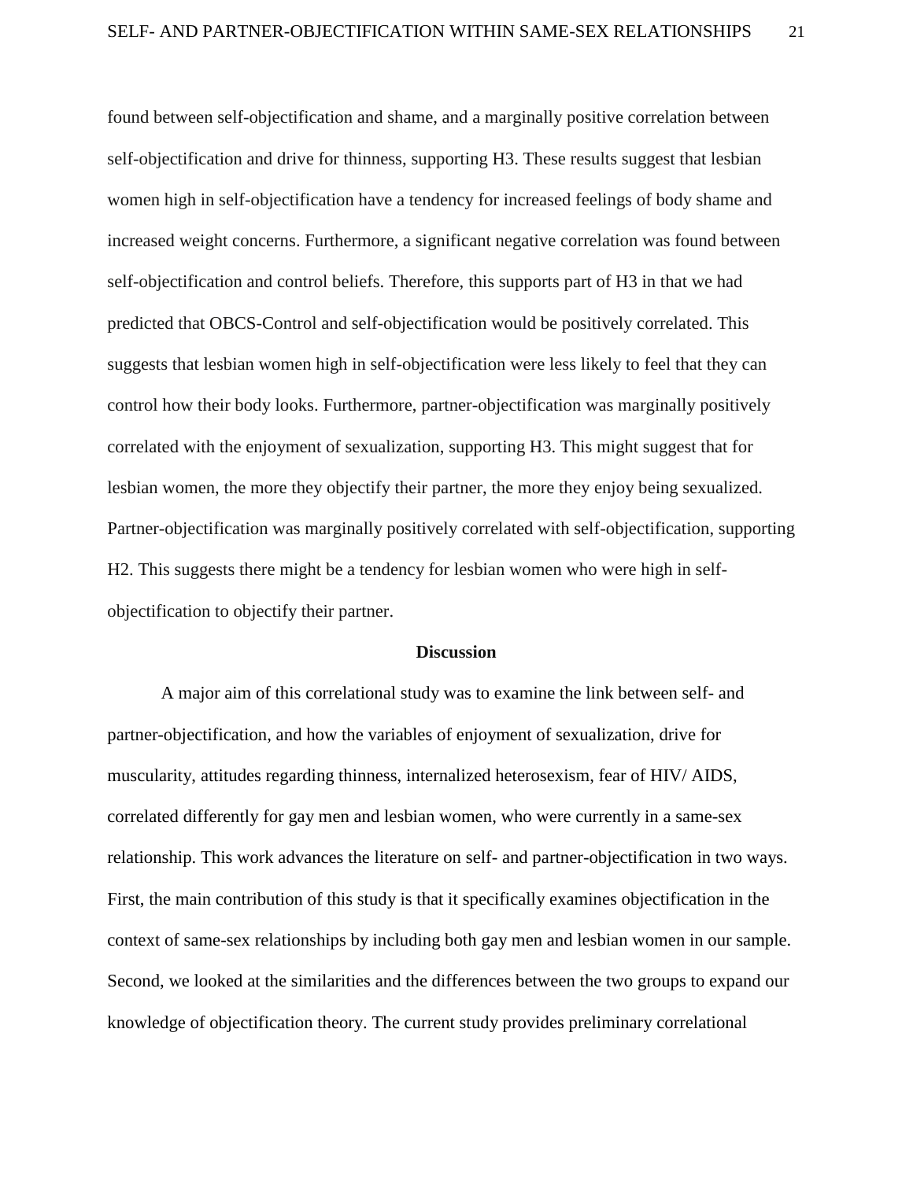found between self-objectification and shame, and a marginally positive correlation between self-objectification and drive for thinness, supporting H3. These results suggest that lesbian women high in self-objectification have a tendency for increased feelings of body shame and increased weight concerns. Furthermore, a significant negative correlation was found between self-objectification and control beliefs. Therefore, this supports part of H3 in that we had predicted that OBCS-Control and self-objectification would be positively correlated. This suggests that lesbian women high in self-objectification were less likely to feel that they can control how their body looks. Furthermore, partner-objectification was marginally positively correlated with the enjoyment of sexualization, supporting H3. This might suggest that for lesbian women, the more they objectify their partner, the more they enjoy being sexualized. Partner-objectification was marginally positively correlated with self-objectification, supporting H2. This suggests there might be a tendency for lesbian women who were high in self-objectification to objectify their partner.

## Discussion

A major aim of this correlational study was to examine the link between self- and partner-objectification, and how the variables of enjoyment of sexualization, drive for muscularity, attitudes regarding thinness, internalized heterosexism, fear of HIV/ AIDS, correlated differently for gay men and lesbian women, who were currently in a same-sex relationship. This work advances the literature on self- and partner-objectification in two ways. First, the main contribution of this study is that it specifically examines objectification in the context of same-sex relationships by including both gay men and lesbian women in our sample. Second, we looked at the similarities and the differences between the two groups to expand our knowledge of objectification theory. The current study provides preliminary correlational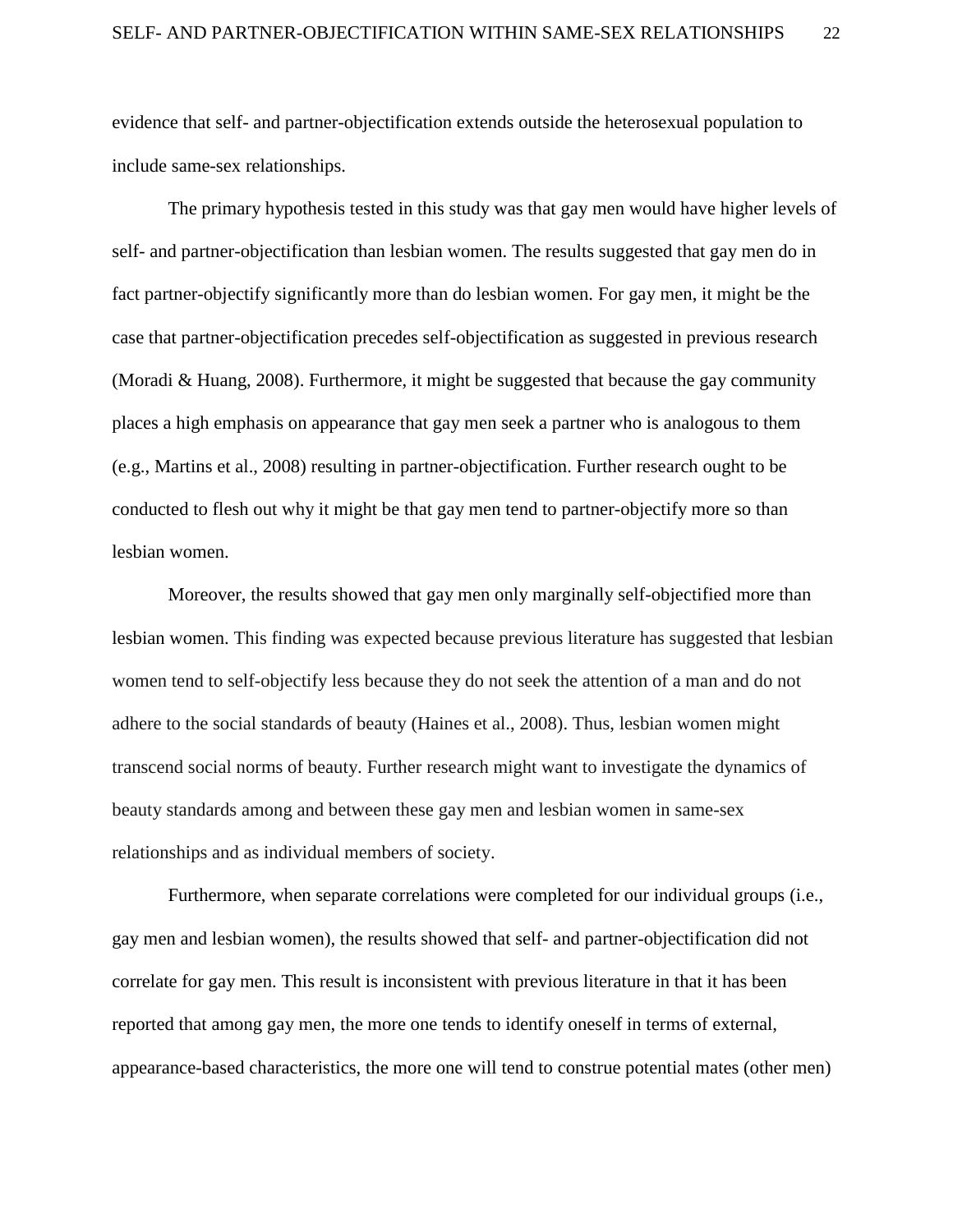evidence that self- and partner-objectification extends outside the heterosexual population to include same-sex relationships.

The primary hypothesis tested in this study was that gay men would have higher levels of self- and partner-objectification than lesbian women. The results suggested that gay men do in fact partner-objectify significantly more than do lesbian women. For gay men, it might be the case that partner-objectification precedes self-objectification as suggested in previous research (Moradi & Huang, 2008). Furthermore, it might be suggested that because the gay community places a high emphasis on appearance that gay men seek a partner who is analogous to them (e.g., Martins et al., 2008) resulting in partner-objectification. Further research ought to be conducted to flesh out why it might be that gay men tend to partner-objectify more so than lesbian women.

Moreover, the results showed that gay men only marginally self-objectified more than lesbian women. This finding was expected because previous literature has suggested that lesbian women tend to self-objectify less because they do not seek the attention of a man and do not adhere to the social standards of beauty (Haines et al., 2008). Thus, lesbian women might transcend social norms of beauty. Further research might want to investigate the dynamics of beauty standards among and between these gay men and lesbian women in same-sex relationships and as individual members of society.

Furthermore, when separate correlations were completed for our individual groups (i.e., gay men and lesbian women), the results showed that self- and partner-objectification did not correlate for gay men. This result is inconsistent with previous literature in that it has been reported that among gay men, the more one tends to identify oneself in terms of external, appearance-based characteristics, the more one will tend to construe potential mates (other men)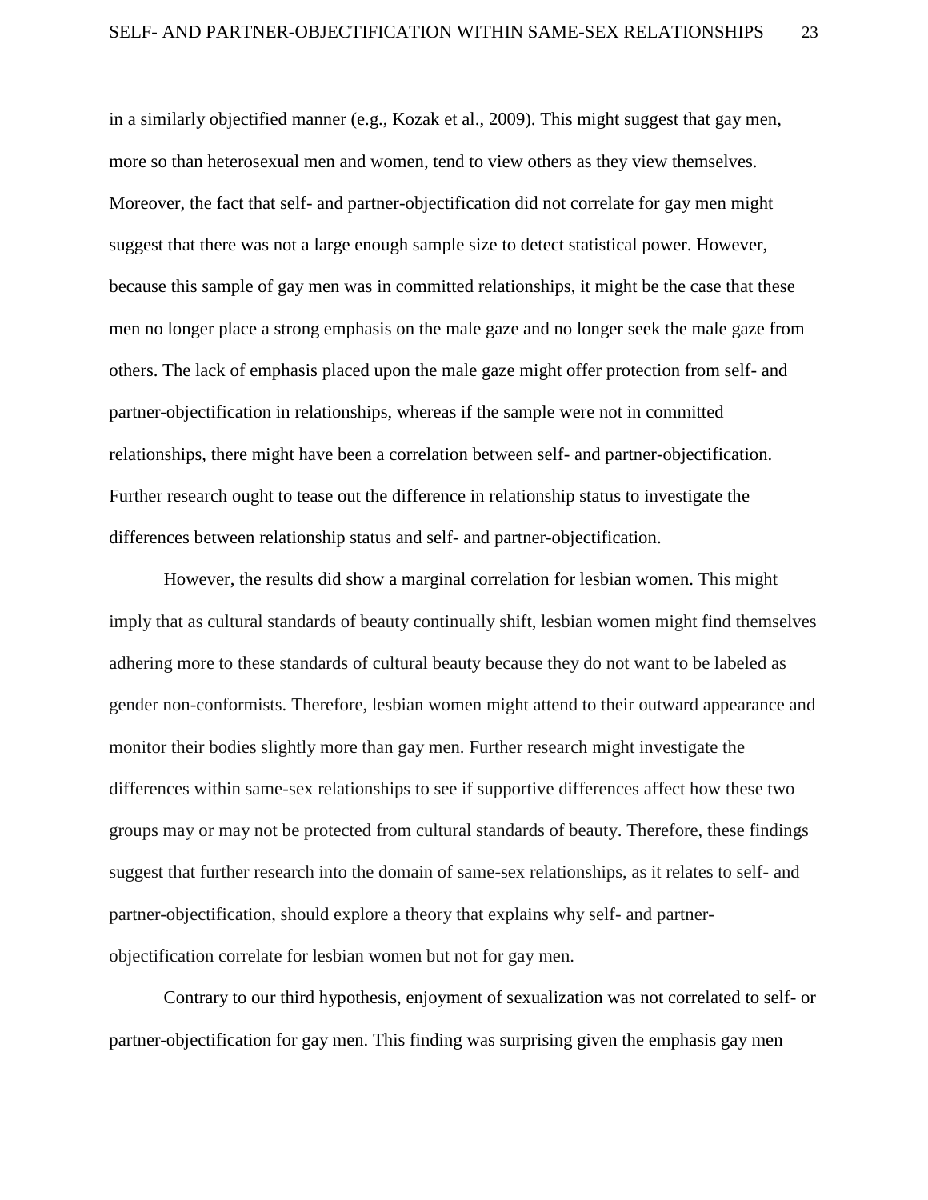in a similarly objectified manner (e.g., Kozak et al., 2009). This might suggest that gay men, more so than heterosexual men and women, tend to view others as they view themselves. Moreover, the fact that self- and partner-objectification did not correlate for gay men might suggest that there was not a large enough sample size to detect statistical power. However, because this sample of gay men was in committed relationships, it might be the case that these men no longer place a strong emphasis on the male gaze and no longer seek the male gaze from others. The lack of emphasis placed upon the male gaze might offer protection from self- and partner-objectification in relationships, whereas if the sample were not in committed relationships, there might have been a correlation between self- and partner-objectification. Further research ought to tease out the difference in relationship status to investigate the differences between relationship status and self- and partner-objectification.

However, the results did show a marginal correlation for lesbian women. This might imply that as cultural standards of beauty continually shift, lesbian women might find themselves adhering more to these standards of cultural beauty because they do not want to be labeled as gender non-conformists. Therefore, lesbian women might attend to their outward appearance and monitor their bodies slightly more than gay men. Further research might investigate the differences within same-sex relationships to see if supportive differences affect how these two groups may or may not be protected from cultural standards of beauty. Therefore, these findings suggest that further research into the domain of same-sex relationships, as it relates to self- and partner-objectification, should explore a theory that explains why self- and partner-objectification correlate for lesbian women but not for gay men.

Contrary to our third hypothesis, enjoyment of sexualization was not correlated to self- or partner-objectification for gay men. This finding was surprising given the emphasis gay men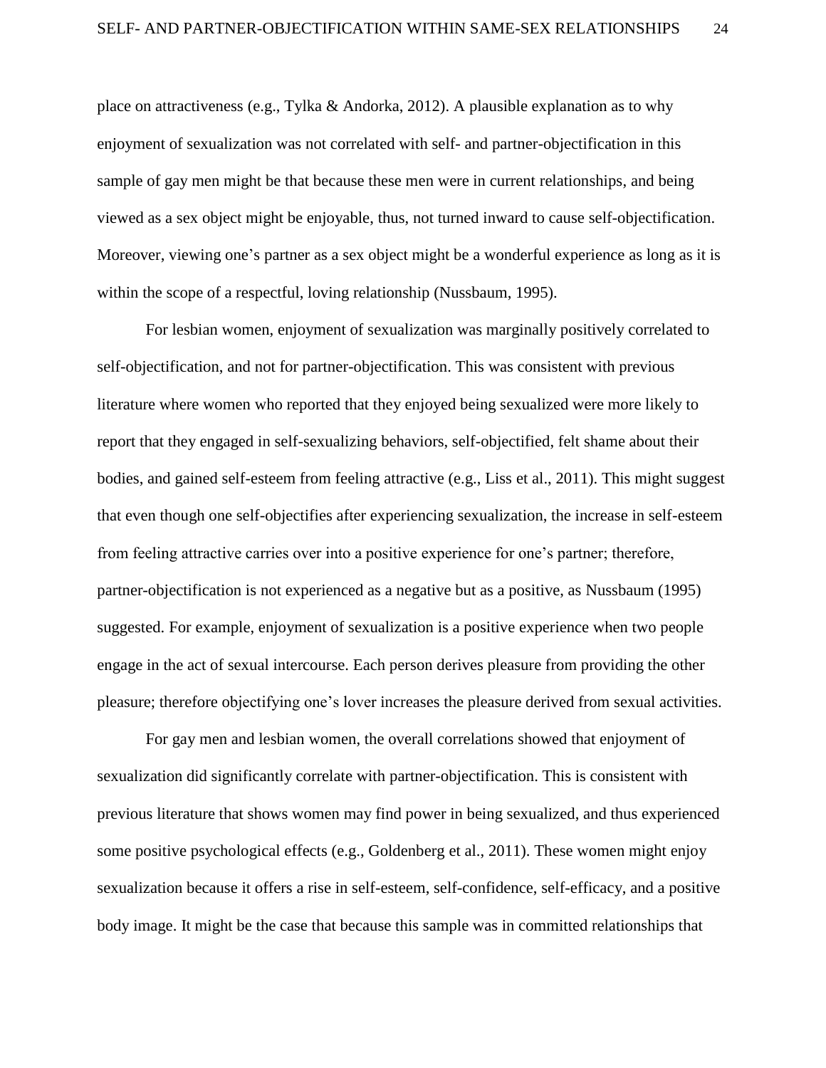place on attractiveness (e.g., Tylka & Andorka, 2012). A plausible explanation as to why enjoyment of sexualization was not correlated with self- and partner-objectification in this sample of gay men might be that because these men were in current relationships, and being viewed as a sex object might be enjoyable, thus, not turned inward to cause self-objectification. Moreover, viewing one's partner as a sex object might be a wonderful experience as long as it is within the scope of a respectful, loving relationship (Nussbaum, 1995).

For lesbian women, enjoyment of sexualization was marginally positively correlated to self-objectification, and not for partner-objectification. This was consistent with previous literature where women who reported that they enjoyed being sexualized were more likely to report that they engaged in self-sexualizing behaviors, self-objectified, felt shame about their bodies, and gained self-esteem from feeling attractive (e.g., Liss et al., 2011). This might suggest that even though one self-objectifies after experiencing sexualization, the increase in self-esteem from feeling attractive carries over into a positive experience for one's partner; therefore, partner-objectification is not experienced as a negative but as a positive, as Nussbaum (1995) suggested. For example, enjoyment of sexualization is a positive experience when two people engage in the act of sexual intercourse. Each person derives pleasure from providing the other pleasure; therefore objectifying one's lover increases the pleasure derived from sexual activities.

For gay men and lesbian women, the overall correlations showed that enjoyment of sexualization did significantly correlate with partner-objectification. This is consistent with previous literature that shows women may find power in being sexualized, and thus experienced some positive psychological effects (e.g., Goldenberg et al., 2011). These women might enjoy sexualization because it offers a rise in self-esteem, self-confidence, self-efficacy, and a positive body image. It might be the case that because this sample was in committed relationships that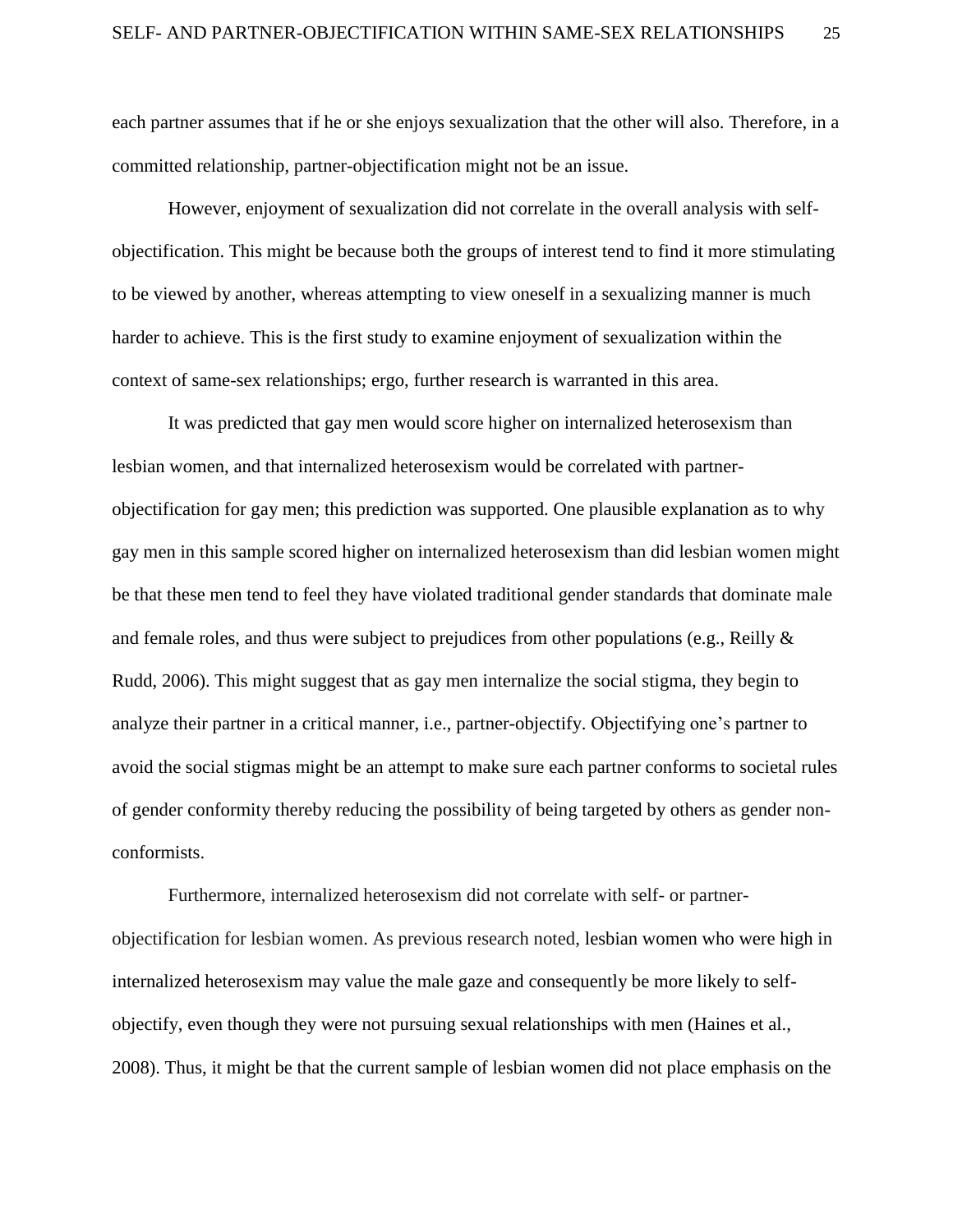each partner assumes that if he or she enjoys sexualization that the other will also. Therefore, in a committed relationship, partner-objectification might not be an issue.

However, enjoyment of sexualization did not correlate in the overall analysis with self-objectification. This might be because both the groups of interest tend to find it more stimulating to be viewed by another, whereas attempting to view oneself in a sexualizing manner is much harder to achieve. This is the first study to examine enjoyment of sexualization within the context of same-sex relationships; ergo, further research is warranted in this area.

It was predicted that gay men would score higher on internalized heterosexism than lesbian women, and that internalized heterosexism would be correlated with partner-objectification for gay men; this prediction was supported. One plausible explanation as to why gay men in this sample scored higher on internalized heterosexism than did lesbian women might be that these men tend to feel they have violated traditional gender standards that dominate male and female roles, and thus were subject to prejudices from other populations (e.g., Reilly & Rudd, 2006). This might suggest that as gay men internalize the social stigma, they begin to analyze their partner in a critical manner, i.e., partner-objectify. Objectifying one's partner to avoid the social stigmas might be an attempt to make sure each partner conforms to societal rules of gender conformity thereby reducing the possibility of being targeted by others as gender non-conformists.

Furthermore, internalized heterosexism did not correlate with self- or partner-objectification for lesbian women. As previous research noted, lesbian women who were high in internalized heterosexism may value the male gaze and consequently be more likely to self-objectify, even though they were not pursuing sexual relationships with men (Haines et al., 2008). Thus, it might be that the current sample of lesbian women did not place emphasis on the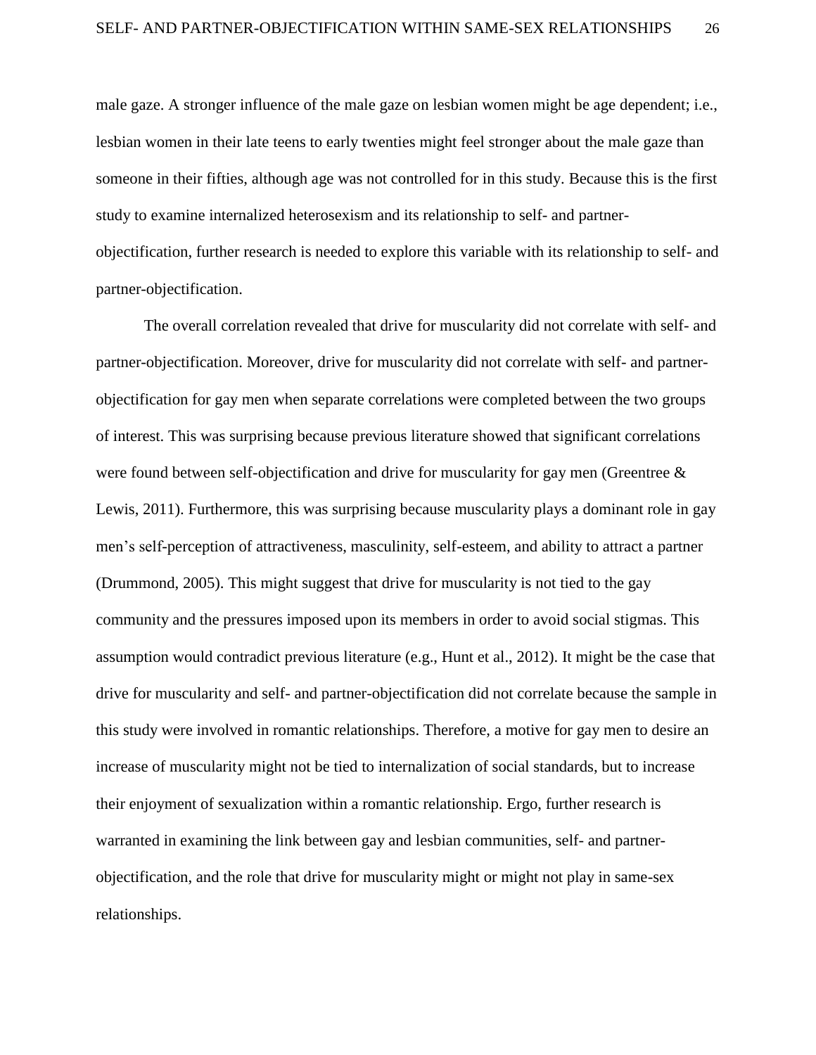male gaze. A stronger influence of the male gaze on lesbian women might be age dependent; i.e., lesbian women in their late teens to early twenties might feel stronger about the male gaze than someone in their fifties, although age was not controlled for in this study. Because this is the first study to examine internalized heterosexism and its relationship to self- and partner-objectification, further research is needed to explore this variable with its relationship to self- and partner-objectification.

The overall correlation revealed that drive for muscularity did not correlate with self- and partner-objectification. Moreover, drive for muscularity did not correlate with self- and partner-objectification for gay men when separate correlations were completed between the two groups of interest. This was surprising because previous literature showed that significant correlations were found between self-objectification and drive for muscularity for gay men (Greentree & Lewis, 2011). Furthermore, this was surprising because muscularity plays a dominant role in gay men's self-perception of attractiveness, masculinity, self-esteem, and ability to attract a partner (Drummond, 2005). This might suggest that drive for muscularity is not tied to the gay community and the pressures imposed upon its members in order to avoid social stigmas. This assumption would contradict previous literature (e.g., Hunt et al., 2012). It might be the case that drive for muscularity and self- and partner-objectification did not correlate because the sample in this study were involved in romantic relationships. Therefore, a motive for gay men to desire an increase of muscularity might not be tied to internalization of social standards, but to increase their enjoyment of sexualization within a romantic relationship. Ergo, further research is warranted in examining the link between gay and lesbian communities, self- and partner-objectification, and the role that drive for muscularity might or might not play in same-sex relationships.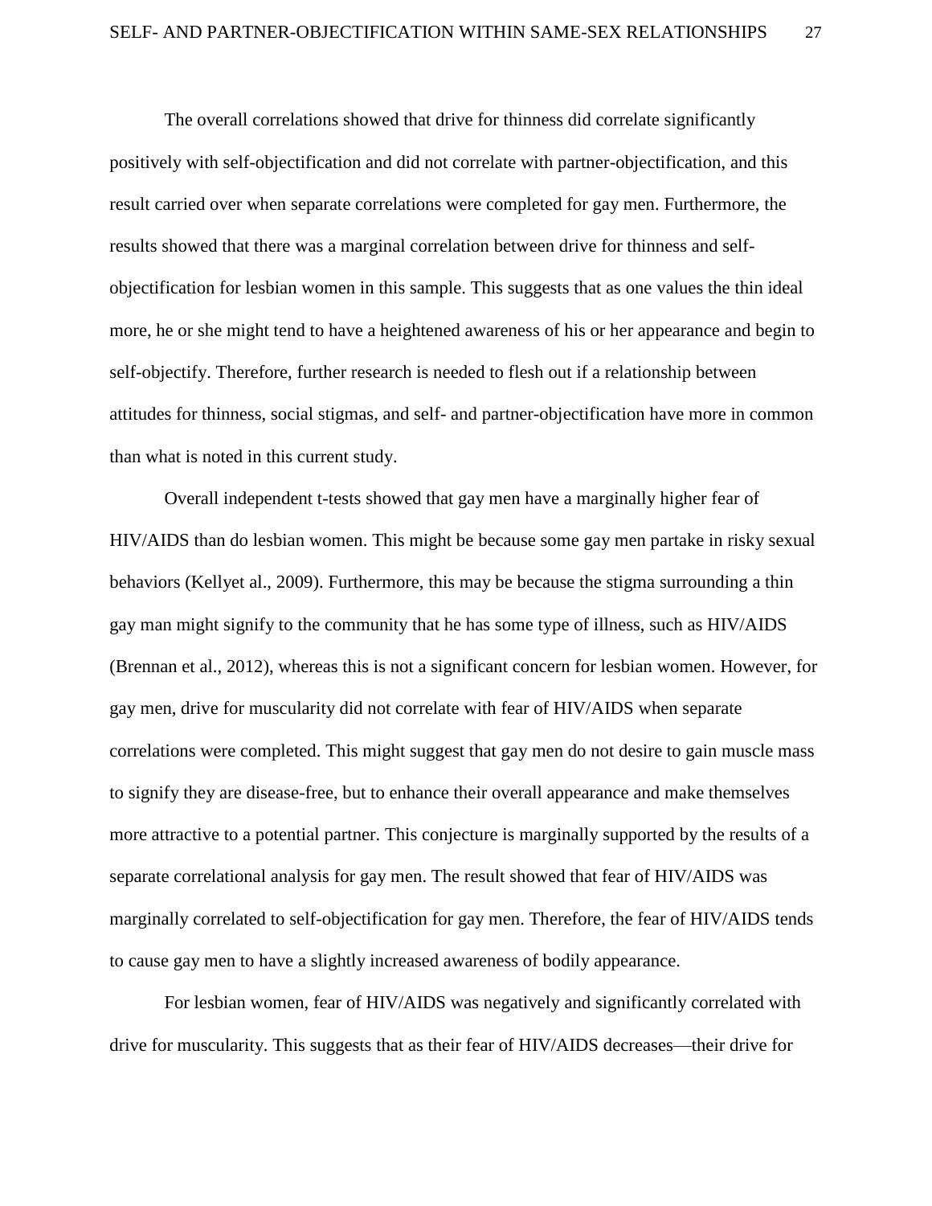The overall correlations showed that drive for thinness did correlate significantly positively with self-objectification and did not correlate with partner-objectification, and this result carried over when separate correlations were completed for gay men. Furthermore, the results showed that there was a marginal correlation between drive for thinness and self-objectification for lesbian women in this sample. This suggests that as one values the thin ideal more, he or she might tend to have a heightened awareness of his or her appearance and begin to self-objectify. Therefore, further research is needed to flesh out if a relationship between attitudes for thinness, social stigmas, and self- and partner-objectification have more in common than what is noted in this current study.

Overall independent t-tests showed that gay men have a marginally higher fear of HIV/AIDS than do lesbian women. This might be because some gay men partake in risky sexual behaviors (Kellyet al., 2009). Furthermore, this may be because the stigma surrounding a thin gay man might signify to the community that he has some type of illness, such as HIV/AIDS (Brennan et al., 2012), whereas this is not a significant concern for lesbian women. However, for gay men, drive for muscularity did not correlate with fear of HIV/AIDS when separate correlations were completed. This might suggest that gay men do not desire to gain muscle mass to signify they are disease-free, but to enhance their overall appearance and make themselves more attractive to a potential partner. This conjecture is marginally supported by the results of a separate correlational analysis for gay men. The result showed that fear of HIV/AIDS was marginally correlated to self-objectification for gay men. Therefore, the fear of HIV/AIDS tends to cause gay men to have a slightly increased awareness of bodily appearance.

For lesbian women, fear of HIV/AIDS was negatively and significantly correlated with drive for muscularity. This suggests that as their fear of HIV/AIDS decreases—their drive for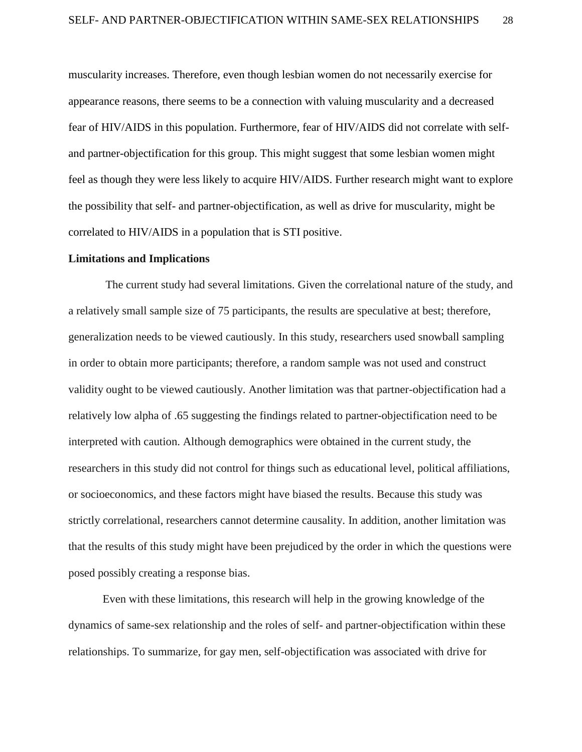muscularity increases. Therefore, even though lesbian women do not necessarily exercise for appearance reasons, there seems to be a connection with valuing muscularity and a decreased fear of HIV/AIDS in this population. Furthermore, fear of HIV/AIDS did not correlate with self- and partner-objectification for this group. This might suggest that some lesbian women might feel as though they were less likely to acquire HIV/AIDS. Further research might want to explore the possibility that self- and partner-objectification, as well as drive for muscularity, might be correlated to HIV/AIDS in a population that is STI positive.

**Limitations and Implications**

The current study had several limitations. Given the correlational nature of the study, and a relatively small sample size of 75 participants, the results are speculative at best; therefore, generalization needs to be viewed cautiously. In this study, researchers used snowball sampling in order to obtain more participants; therefore, a random sample was not used and construct validity ought to be viewed cautiously. Another limitation was that partner-objectification had a relatively low alpha of .65 suggesting the findings related to partner-objectification need to be interpreted with caution. Although demographics were obtained in the current study, the researchers in this study did not control for things such as educational level, political affiliations, or socioeconomics, and these factors might have biased the results. Because this study was strictly correlational, researchers cannot determine causality. In addition, another limitation was that the results of this study might have been prejudiced by the order in which the questions were posed possibly creating a response bias.

Even with these limitations, this research will help in the growing knowledge of the dynamics of same-sex relationship and the roles of self- and partner-objectification within these relationships. To summarize, for gay men, self-objectification was associated with drive for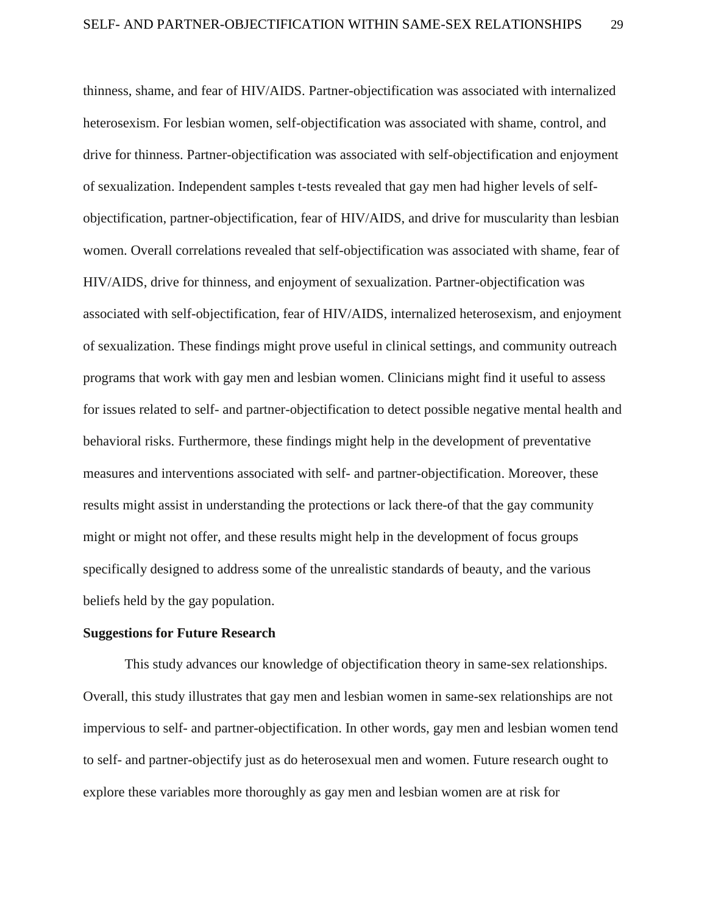thinness, shame, and fear of HIV/AIDS. Partner-objectification was associated with internalized heterosexism. For lesbian women, self-objectification was associated with shame, control, and drive for thinness. Partner-objectification was associated with self-objectification and enjoyment of sexualization. Independent samples t-tests revealed that gay men had higher levels of self-objectification, partner-objectification, fear of HIV/AIDS, and drive for muscularity than lesbian women. Overall correlations revealed that self-objectification was associated with shame, fear of HIV/AIDS, drive for thinness, and enjoyment of sexualization. Partner-objectification was associated with self-objectification, fear of HIV/AIDS, internalized heterosexism, and enjoyment of sexualization. These findings might prove useful in clinical settings, and community outreach programs that work with gay men and lesbian women. Clinicians might find it useful to assess for issues related to self- and partner-objectification to detect possible negative mental health and behavioral risks. Furthermore, these findings might help in the development of preventative measures and interventions associated with self- and partner-objectification. Moreover, these results might assist in understanding the protections or lack there-of that the gay community might or might not offer, and these results might help in the development of focus groups specifically designed to address some of the unrealistic standards of beauty, and the various beliefs held by the gay population.

**Suggestions for Future Research**

This study advances our knowledge of objectification theory in same-sex relationships. Overall, this study illustrates that gay men and lesbian women in same-sex relationships are not impervious to self- and partner-objectification. In other words, gay men and lesbian women tend to self- and partner-objectify just as do heterosexual men and women. Future research ought to explore these variables more thoroughly as gay men and lesbian women are at risk for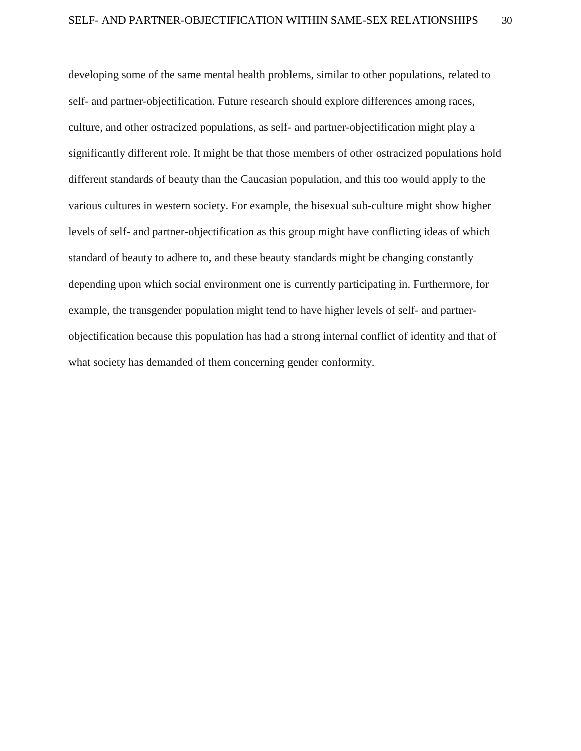developing some of the same mental health problems, similar to other populations, related to self- and partner-objectification. Future research should explore differences among races, culture, and other ostracized populations, as self- and partner-objectification might play a significantly different role. It might be that those members of other ostracized populations hold different standards of beauty than the Caucasian population, and this too would apply to the various cultures in western society. For example, the bisexual sub-culture might show higher levels of self- and partner-objectification as this group might have conflicting ideas of which standard of beauty to adhere to, and these beauty standards might be changing constantly depending upon which social environment one is currently participating in. Furthermore, for example, the transgender population might tend to have higher levels of self- and partner-objectification because this population has had a strong internal conflict of identity and that of what society has demanded of them concerning gender conformity.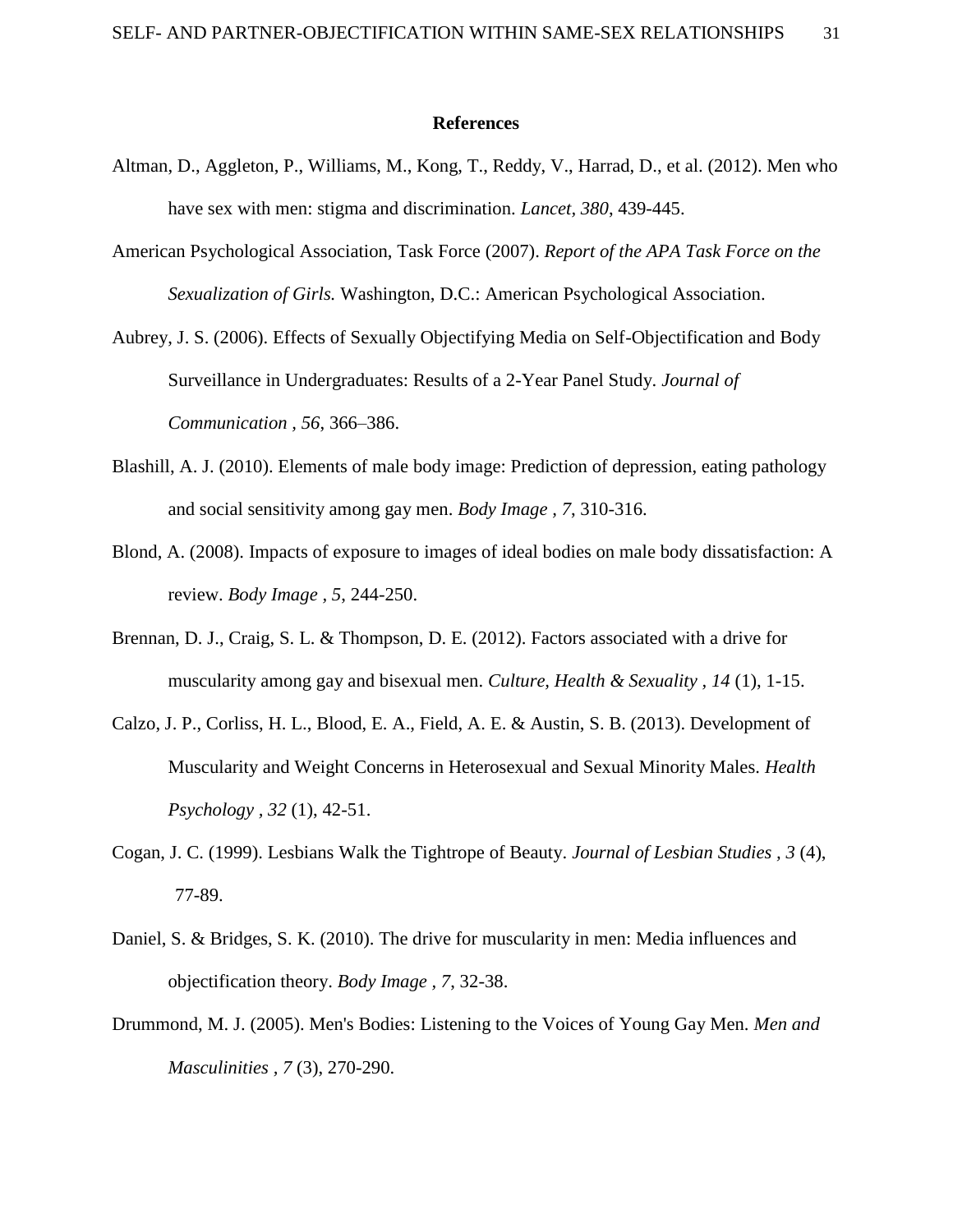**References**

Altman, D., Aggleton, P., Williams, M., Kong, T., Reddy, V., Harrad, D., et al. (2012). Men who have sex with men: stigma and discrimination. *Lancet, 380*, 439-445.

American Psychological Association, Task Force (2007). *Report of the APA Task Force on the Sexualization of Girls.* Washington, D.C.: American Psychological Association.

Aubrey, J. S. (2006). Effects of Sexually Objectifying Media on Self-Objectification and Body Surveillance in Undergraduates: Results of a 2-Year Panel Study. *Journal of Communication , 56*, 366–386.

Blashill, A. J. (2010). Elements of male body image: Prediction of depression, eating pathology and social sensitivity among gay men. *Body Image , 7*, 310-316.

Blond, A. (2008). Impacts of exposure to images of ideal bodies on male body dissatisfaction: A review. *Body Image , 5*, 244-250.

Brennan, D. J., Craig, S. L. & Thompson, D. E. (2012). Factors associated with a drive for muscularity among gay and bisexual men. *Culture, Health & Sexuality , 14* (1), 1-15.

Calzo, J. P., Corliss, H. L., Blood, E. A., Field, A. E. & Austin, S. B. (2013). Development of Muscularity and Weight Concerns in Heterosexual and Sexual Minority Males. *Health Psychology , 32* (1), 42-51.

Cogan, J. C. (1999). Lesbians Walk the Tightrope of Beauty. *Journal of Lesbian Studies , 3* (4), 77-89.

Daniel, S. & Bridges, S. K. (2010). The drive for muscularity in men: Media influences and objectification theory. *Body Image , 7*, 32-38.

Drummond, M. J. (2005). Men's Bodies: Listening to the Voices of Young Gay Men. *Men and Masculinities , 7* (3), 270-290.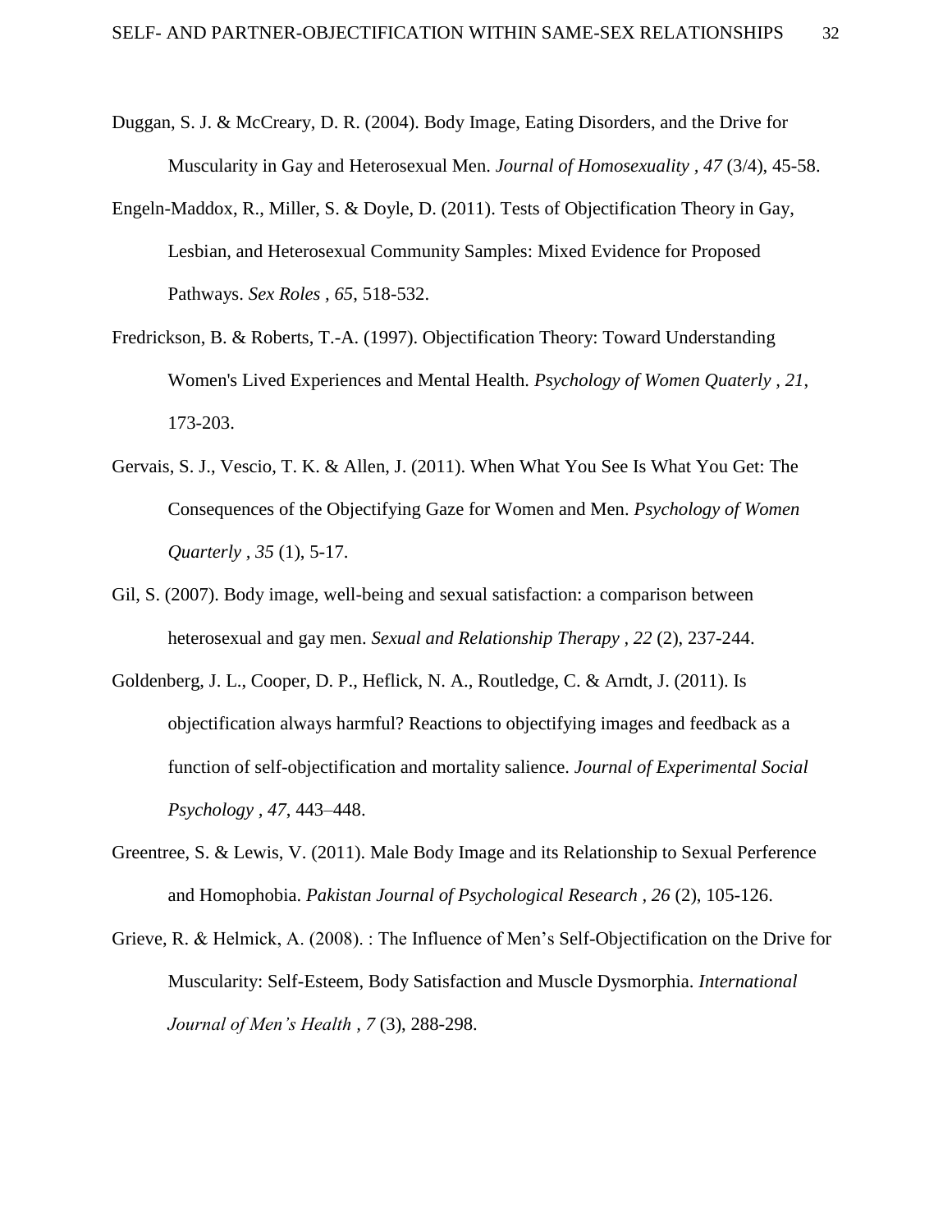Duggan, S. J. & McCreary, D. R. (2004). Body Image, Eating Disorders, and the Drive for Muscularity in Gay and Heterosexual Men. *Journal of Homosexuality , 47* (3/4), 45-58.

Engeln-Maddox, R., Miller, S. & Doyle, D. (2011). Tests of Objectification Theory in Gay, Lesbian, and Heterosexual Community Samples: Mixed Evidence for Proposed Pathways. *Sex Roles , 65*, 518-532.

Fredrickson, B. & Roberts, T.-A. (1997). Objectification Theory: Toward Understanding Women's Lived Experiences and Mental Health. *Psychology of Women Quaterly , 21*, 173-203.

Gervais, S. J., Vescio, T. K. & Allen, J. (2011). When What You See Is What You Get: The Consequences of the Objectifying Gaze for Women and Men. *Psychology of Women Quarterly , 35* (1), 5-17.

Gil, S. (2007). Body image, well-being and sexual satisfaction: a comparison between heterosexual and gay men. *Sexual and Relationship Therapy , 22* (2), 237-244.

Goldenberg, J. L., Cooper, D. P., Heflick, N. A., Routledge, C. & Arndt, J. (2011). Is objectification always harmful? Reactions to objectifying images and feedback as a function of self-objectification and mortality salience. *Journal of Experimental Social Psychology , 47*, 443–448.

Greentree, S. & Lewis, V. (2011). Male Body Image and its Relationship to Sexual Perference and Homophobia. *Pakistan Journal of Psychological Research , 26* (2), 105-126.

Grieve, R. & Helmick, A. (2008). : The Influence of Men's Self-Objectification on the Drive for Muscularity: Self-Esteem, Body Satisfaction and Muscle Dysmorphia. *International Journal of Men's Health , 7* (3), 288-298.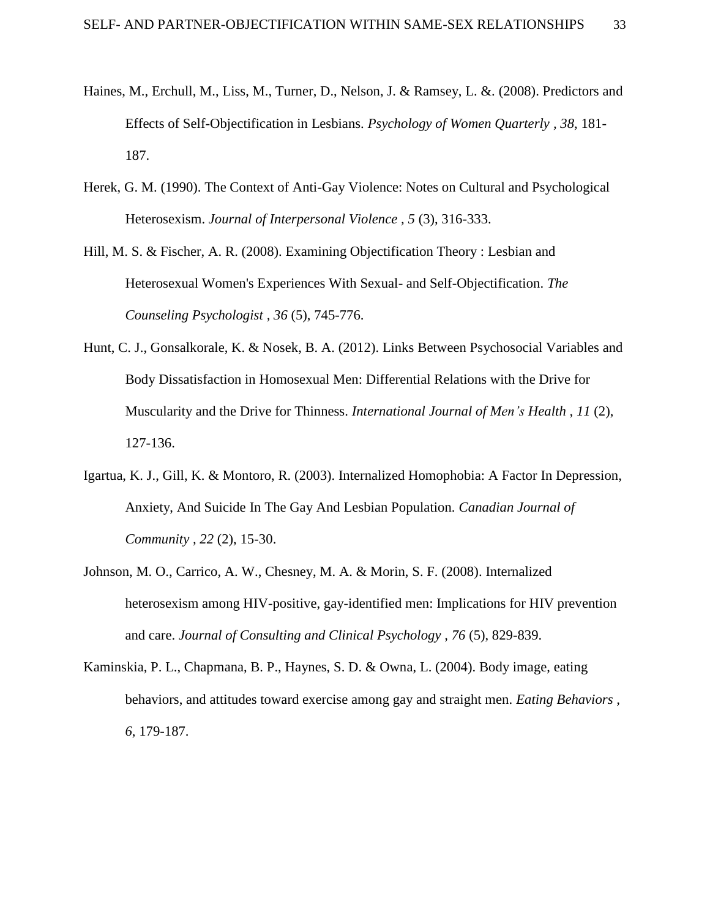Haines, M., Erchull, M., Liss, M., Turner, D., Nelson, J. & Ramsey, L. &. (2008). Predictors and Effects of Self-Objectification in Lesbians. *Psychology of Women Quarterly , 38*, 181-187.

Herek, G. M. (1990). The Context of Anti-Gay Violence: Notes on Cultural and Psychological Heterosexism. *Journal of Interpersonal Violence , 5* (3), 316-333.

Hill, M. S. & Fischer, A. R. (2008). Examining Objectification Theory : Lesbian and Heterosexual Women's Experiences With Sexual- and Self-Objectification. *The Counseling Psychologist , 36* (5), 745-776.

Hunt, C. J., Gonsalkorale, K. & Nosek, B. A. (2012). Links Between Psychosocial Variables and Body Dissatisfaction in Homosexual Men: Differential Relations with the Drive for Muscularity and the Drive for Thinness. *International Journal of Men's Health , 11* (2), 127-136.

Igartua, K. J., Gill, K. & Montoro, R. (2003). Internalized Homophobia: A Factor In Depression, Anxiety, And Suicide In The Gay And Lesbian Population. *Canadian Journal of Community , 22* (2), 15-30.

Johnson, M. O., Carrico, A. W., Chesney, M. A. & Morin, S. F. (2008). Internalized heterosexism among HIV-positive, gay-identified men: Implications for HIV prevention and care. *Journal of Consulting and Clinical Psychology , 76* (5), 829-839.

Kaminskia, P. L., Chapmana, B. P., Haynes, S. D. & Owna, L. (2004). Body image, eating behaviors, and attitudes toward exercise among gay and straight men. *Eating Behaviors , 6*, 179-187.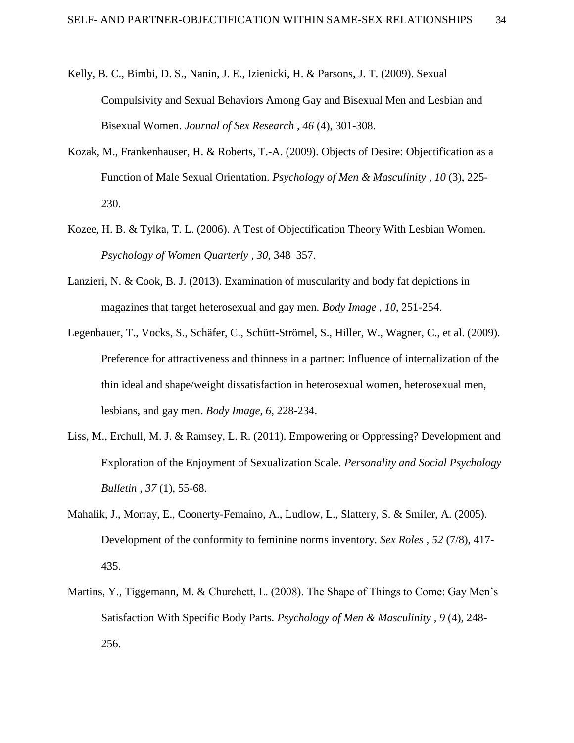Kelly, B. C., Bimbi, D. S., Nanin, J. E., Izienicki, H. & Parsons, J. T. (2009). Sexual Compulsivity and Sexual Behaviors Among Gay and Bisexual Men and Lesbian and Bisexual Women. *Journal of Sex Research , 46* (4), 301-308.

Kozak, M., Frankenhauser, H. & Roberts, T.-A. (2009). Objects of Desire: Objectification as a Function of Male Sexual Orientation. *Psychology of Men & Masculinity , 10* (3), 225-230.

Kozee, H. B. & Tylka, T. L. (2006). A Test of Objectification Theory With Lesbian Women. *Psychology of Women Quarterly , 30*, 348–357.

Lanzieri, N. & Cook, B. J. (2013). Examination of muscularity and body fat depictions in magazines that target heterosexual and gay men. *Body Image , 10*, 251-254.

Legenbauer, T., Vocks, S., Schäfer, C., Schütt-Strömel, S., Hiller, W., Wagner, C., et al. (2009). Preference for attractiveness and thinness in a partner: Influence of internalization of the thin ideal and shape/weight dissatisfaction in heterosexual women, heterosexual men, lesbians, and gay men. *Body Image, 6*, 228-234.

Liss, M., Erchull, M. J. & Ramsey, L. R. (2011). Empowering or Oppressing? Development and Exploration of the Enjoyment of Sexualization Scale. *Personality and Social Psychology Bulletin , 37* (1), 55-68.

Mahalik, J., Morray, E., Coonerty-Femaino, A., Ludlow, L., Slattery, S. & Smiler, A. (2005). Development of the conformity to feminine norms inventory. *Sex Roles , 52* (7/8), 417-435.

Martins, Y., Tiggemann, M. & Churchett, L. (2008). The Shape of Things to Come: Gay Men's Satisfaction With Specific Body Parts. *Psychology of Men & Masculinity , 9* (4), 248-256.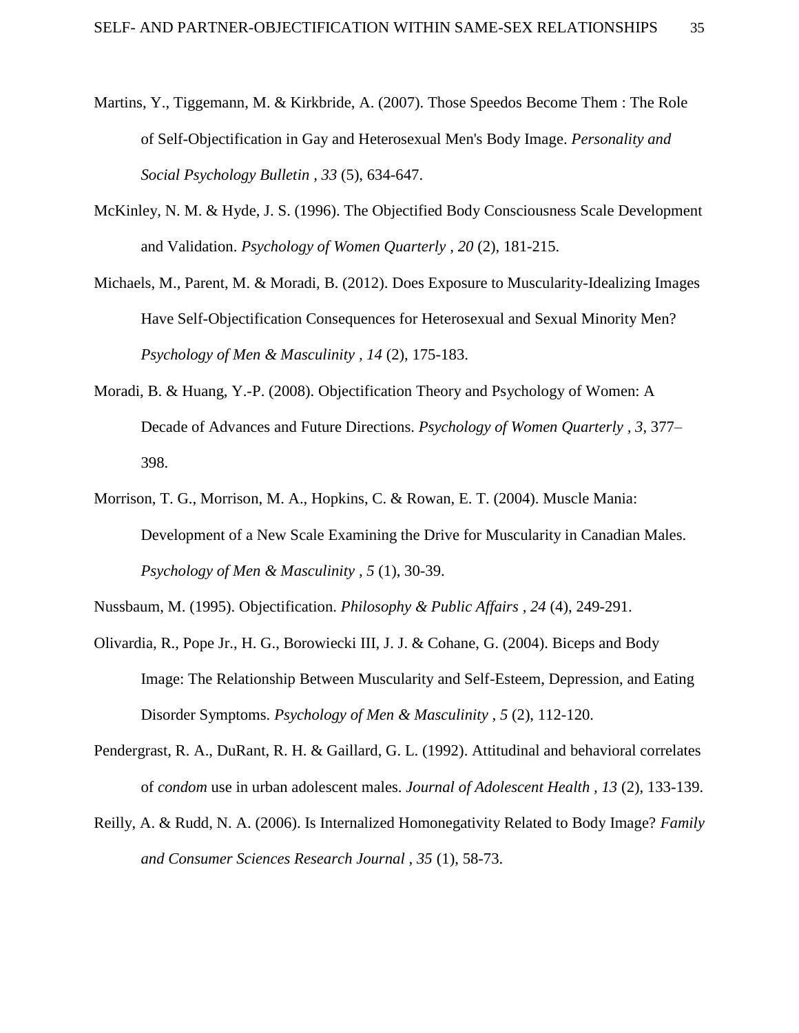Martins, Y., Tiggemann, M. & Kirkbride, A. (2007). Those Speedos Become Them : The Role of Self-Objectification in Gay and Heterosexual Men's Body Image. *Personality and Social Psychology Bulletin , 33* (5), 634-647.

McKinley, N. M. & Hyde, J. S. (1996). The Objectified Body Consciousness Scale Development and Validation. *Psychology of Women Quarterly , 20* (2), 181-215.

Michaels, M., Parent, M. & Moradi, B. (2012). Does Exposure to Muscularity-Idealizing Images Have Self-Objectification Consequences for Heterosexual and Sexual Minority Men? *Psychology of Men & Masculinity , 14* (2), 175-183.

Moradi, B. & Huang, Y.-P. (2008). Objectification Theory and Psychology of Women: A Decade of Advances and Future Directions. *Psychology of Women Quarterly , 3*, 377–398.

Morrison, T. G., Morrison, M. A., Hopkins, C. & Rowan, E. T. (2004). Muscle Mania: Development of a New Scale Examining the Drive for Muscularity in Canadian Males. *Psychology of Men & Masculinity , 5* (1), 30-39.

Nussbaum, M. (1995). Objectification. *Philosophy & Public Affairs , 24* (4), 249-291.

Olivardia, R., Pope Jr., H. G., Borowiecki III, J. J. & Cohane, G. (2004). Biceps and Body Image: The Relationship Between Muscularity and Self-Esteem, Depression, and Eating Disorder Symptoms. *Psychology of Men & Masculinity , 5* (2), 112-120.

Pendergrast, R. A., DuRant, R. H. & Gaillard, G. L. (1992). Attitudinal and behavioral correlates of *condom* use in urban adolescent males. *Journal of Adolescent Health , 13* (2), 133-139.

Reilly, A. & Rudd, N. A. (2006). Is Internalized Homonegativity Related to Body Image? *Family and Consumer Sciences Research Journal , 35* (1), 58-73.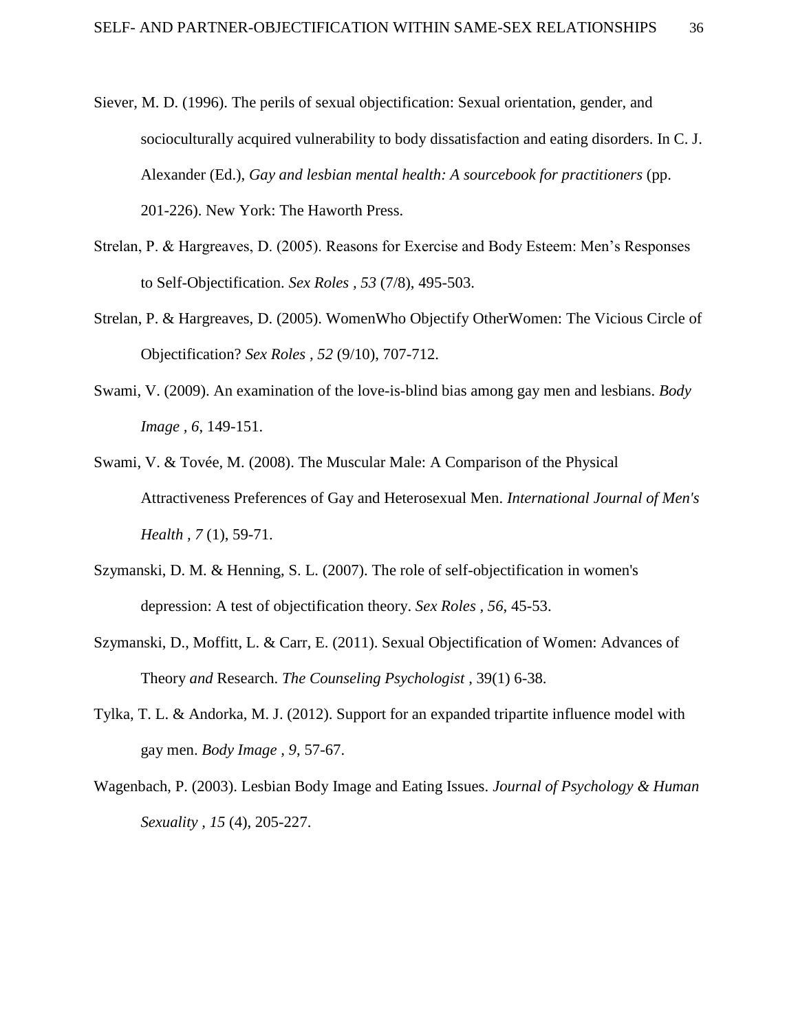Siever, M. D. (1996). The perils of sexual objectification: Sexual orientation, gender, and socioculturally acquired vulnerability to body dissatisfaction and eating disorders. In C. J. Alexander (Ed.), *Gay and lesbian mental health: A sourcebook for practitioners* (pp. 201-226). New York: The Haworth Press.

Strelan, P. & Hargreaves, D. (2005). Reasons for Exercise and Body Esteem: Men's Responses to Self-Objectification. *Sex Roles , 53* (7/8), 495-503.

Strelan, P. & Hargreaves, D. (2005). WomenWho Objectify OtherWomen: The Vicious Circle of Objectification? *Sex Roles , 52* (9/10), 707-712.

Swami, V. (2009). An examination of the love-is-blind bias among gay men and lesbians. *Body Image , 6*, 149-151.

Swami, V. & Tovée, M. (2008). The Muscular Male: A Comparison of the Physical Attractiveness Preferences of Gay and Heterosexual Men. *International Journal of Men's Health , 7* (1), 59-71.

Szymanski, D. M. & Henning, S. L. (2007). The role of self-objectification in women's depression: A test of objectification theory. *Sex Roles , 56*, 45-53.

Szymanski, D., Moffitt, L. & Carr, E. (2011). Sexual Objectification of Women: Advances of Theory *and* Research. *The Counseling Psychologist* , 39(1) 6-38.

Tylka, T. L. & Andorka, M. J. (2012). Support for an expanded tripartite influence model with gay men. *Body Image , 9*, 57-67.

Wagenbach, P. (2003). Lesbian Body Image and Eating Issues. *Journal of Psychology & Human Sexuality , 15* (4), 205-227.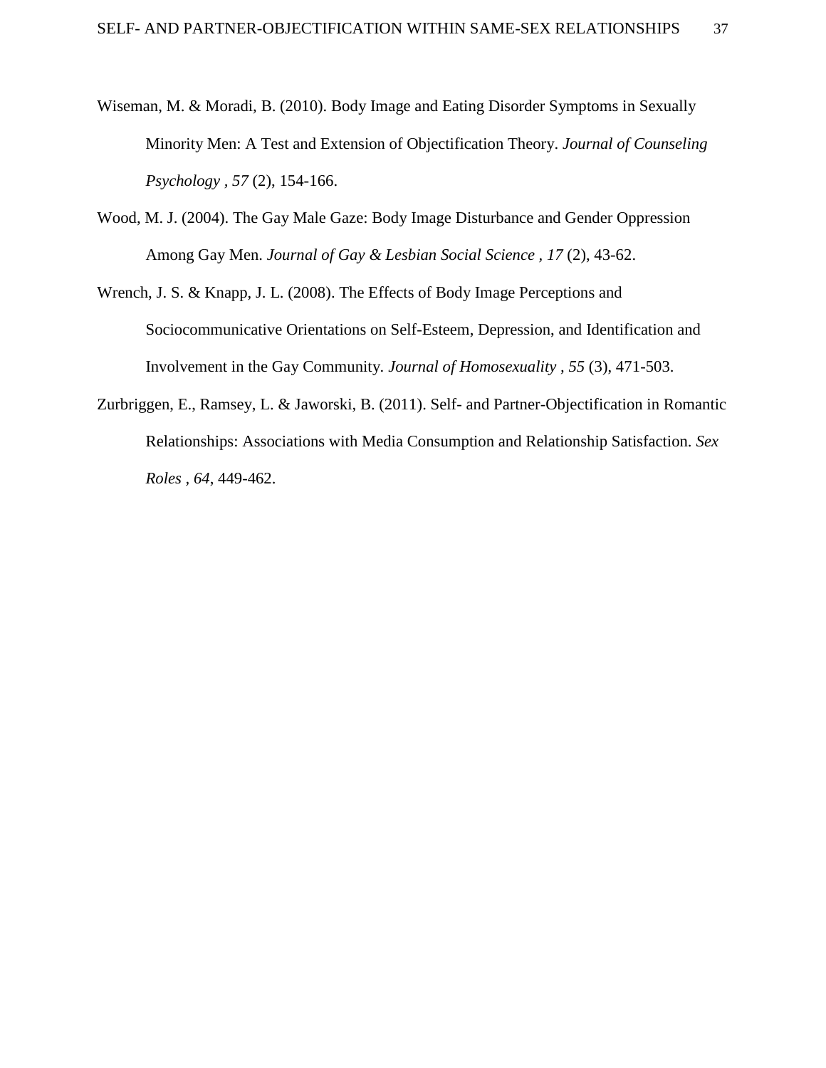Wiseman, M. & Moradi, B. (2010). Body Image and Eating Disorder Symptoms in Sexually Minority Men: A Test and Extension of Objectification Theory. *Journal of Counseling Psychology , 57* (2), 154-166.

Wood, M. J. (2004). The Gay Male Gaze: Body Image Disturbance and Gender Oppression Among Gay Men. *Journal of Gay & Lesbian Social Science , 17* (2), 43-62.

Wrench, J. S. & Knapp, J. L. (2008). The Effects of Body Image Perceptions and Sociocommunicative Orientations on Self-Esteem, Depression, and Identification and Involvement in the Gay Community. *Journal of Homosexuality , 55* (3), 471-503.

Zurbriggen, E., Ramsey, L. & Jaworski, B. (2011). Self- and Partner-Objectification in Romantic Relationships: Associations with Media Consumption and Relationship Satisfaction. *Sex Roles , 64*, 449-462.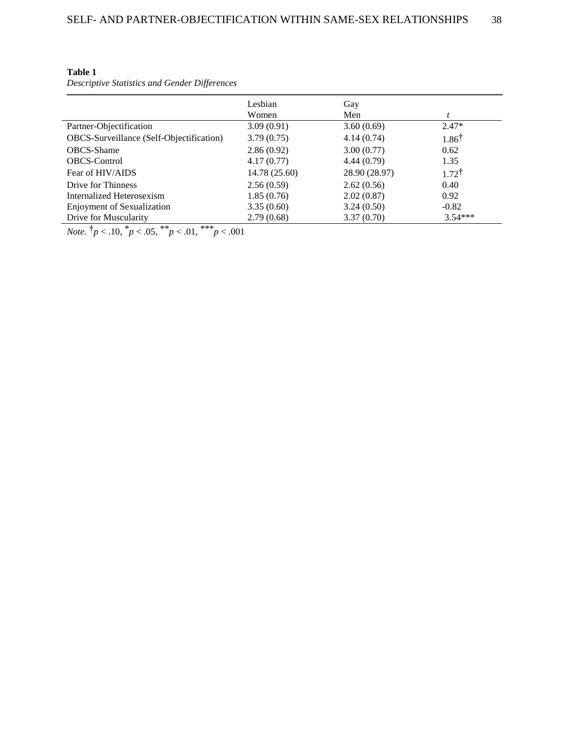**Table 1**

*Descriptive Statistics and Gender Differences*

| | Lesbian Women | Gay Men | *t* |
|---|---|---|---|
| Partner-Objectification | 3.09 (0.91) | 3.60 (0.69) | 2.47* |
| OBCS-Surveillance (Self-Objectification) | 3.79 (0.75) | 4.14 (0.74) | 1.86† |
| OBCS-Shame | 2.86 (0.92) | 3.00 (0.77) | 0.62 |
| OBCS-Control | 4.17 (0.77) | 4.44 (0.79) | 1.35 |
| Fear of HIV/AIDS | 14.78 (25.60) | 28.90 (28.97) | 1.72† |
| Drive for Thinness | 2.56 (0.59) | 2.62 (0.56) | 0.40 |
| Internalized Heterosexism | 1.85 (0.76) | 2.02 (0.87) | 0.92 |
| Enjoyment of Sexualization | 3.35 (0.60) | 3.24 (0.50) | -0.82 |
| Drive for Muscularity | 2.79 (0.68) | 3.37 (0.70) | 3.54*** |

*Note.* †$p < .10$, *$p < .05$, **$p < .01$, ***$p < .001$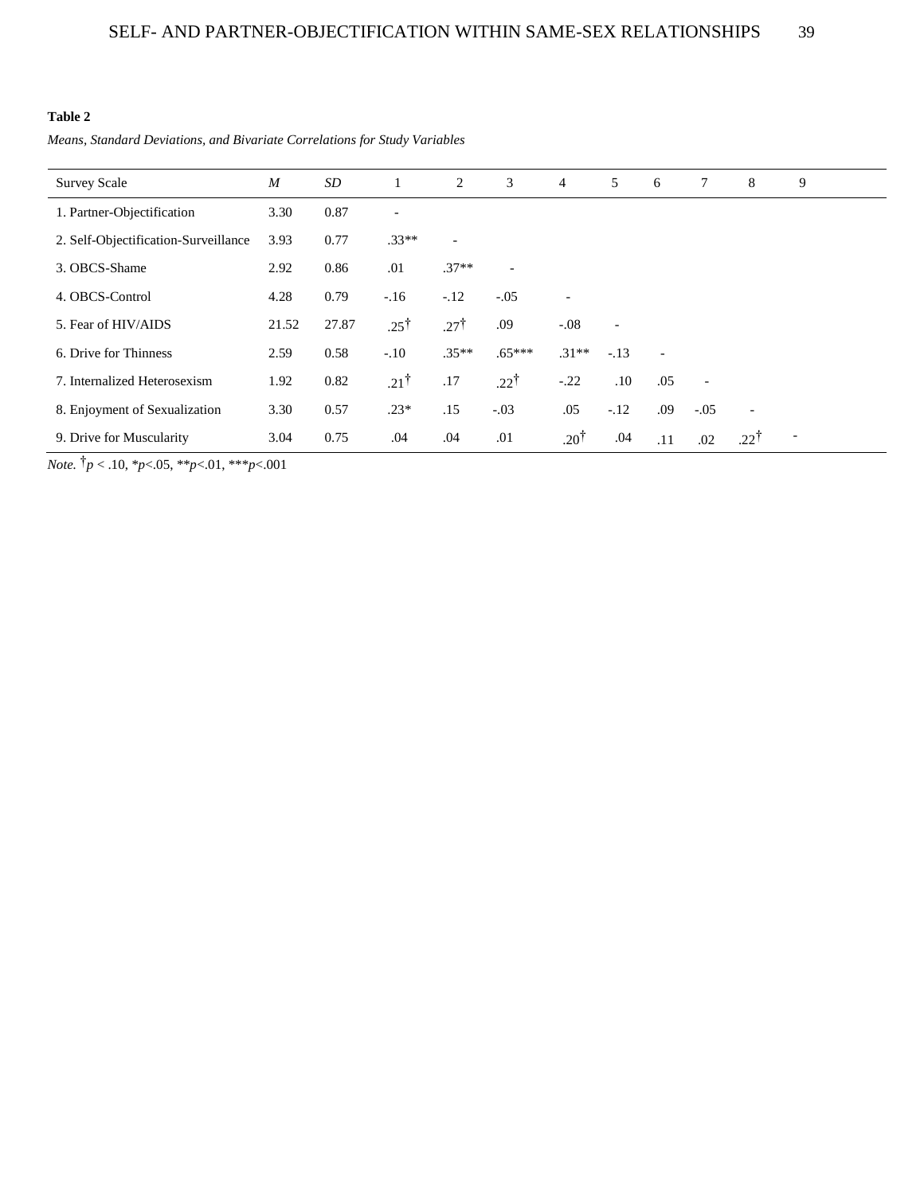**Table 2**

*Means, Standard Deviations, and Bivariate Correlations for Study Variables*

| Survey Scale | *M* | *SD* | 1 | 2 | 3 | 4 | 5 | 6 | 7 | 8 | 9 |
|---|---|---|---|---|---|---|---|---|---|---|---|
| 1. Partner-Objectification | 3.30 | 0.87 | - | | | | | | | | |
| 2. Self-Objectification-Surveillance | 3.93 | 0.77 | .33** | - | | | | | | | |
| 3. OBCS-Shame | 2.92 | 0.86 | .01 | .37** | - | | | | | | |
| 4. OBCS-Control | 4.28 | 0.79 | -.16 | -.12 | -.05 | - | | | | | |
| 5. Fear of HIV/AIDS | 21.52 | 27.87 | .25† | .27† | .09 | -.08 | - | | | | |
| 6. Drive for Thinness | 2.59 | 0.58 | -.10 | .35** | .65*** | .31** | -.13 | - | | | |
| 7. Internalized Heterosexism | 1.92 | 0.82 | .21† | .17 | .22† | -.22 | .10 | .05 | - | | |
| 8. Enjoyment of Sexualization | 3.30 | 0.57 | .23* | .15 | -.03 | .05 | -.12 | .09 | -.05 | - | |
| 9. Drive for Muscularity | 3.04 | 0.75 | .04 | .04 | .01 | .20† | .04 | .11 | .02 | .22† | - |

*Note.* †$p < .10$, *$p<.05$, **$p<.01$, ***$p<.001$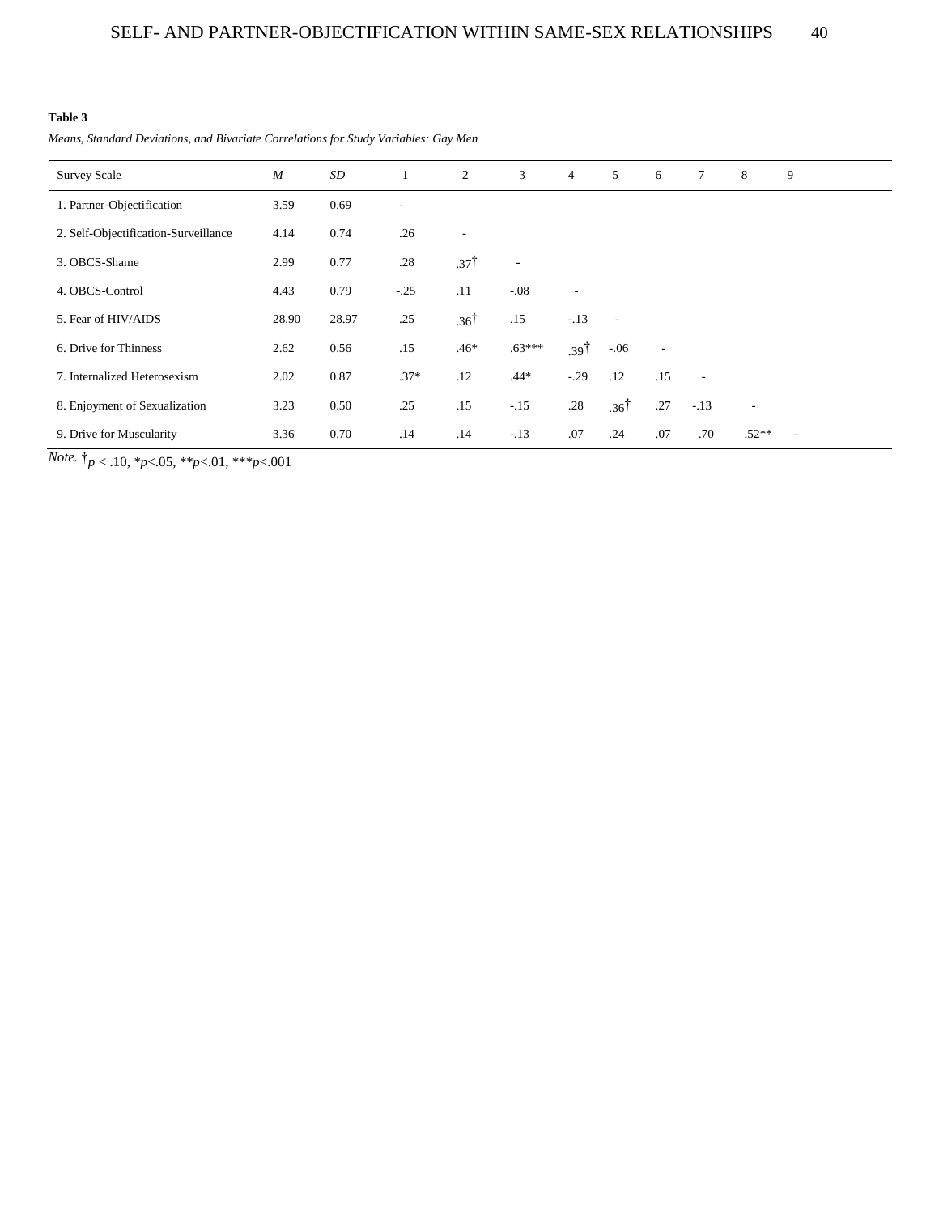**Table 3**

*Means, Standard Deviations, and Bivariate Correlations for Study Variables: Gay Men*

| Survey Scale | *M* | *SD* | 1 | 2 | 3 | 4 | 5 | 6 | 7 | 8 | 9 |
|---|---|---|---|---|---|---|---|---|---|---|---|
| 1. Partner-Objectification | 3.59 | 0.69 | - | | | | | | | | |
| 2. Self-Objectification-Surveillance | 4.14 | 0.74 | .26 | - | | | | | | | |
| 3. OBCS-Shame | 2.99 | 0.77 | .28 | .37† | - | | | | | | |
| 4. OBCS-Control | 4.43 | 0.79 | -.25 | .11 | -.08 | - | | | | | |
| 5. Fear of HIV/AIDS | 28.90 | 28.97 | .25 | .36† | .15 | -.13 | - | | | | |
| 6. Drive for Thinness | 2.62 | 0.56 | .15 | .46* | .63*** | .39† | -.06 | - | | | |
| 7. Internalized Heterosexism | 2.02 | 0.87 | .37* | .12 | .44* | -.29 | .12 | .15 | - | | |
| 8. Enjoyment of Sexualization | 3.23 | 0.50 | .25 | .15 | -.15 | .28 | .36† | .27 | -.13 | - | |
| 9. Drive for Muscularity | 3.36 | 0.70 | .14 | .14 | -.13 | .07 | .24 | .07 | .70 | .52** | - |

*Note.* †$p < .10$, *$p<.05$, **$p<.01$, ***$p<.001$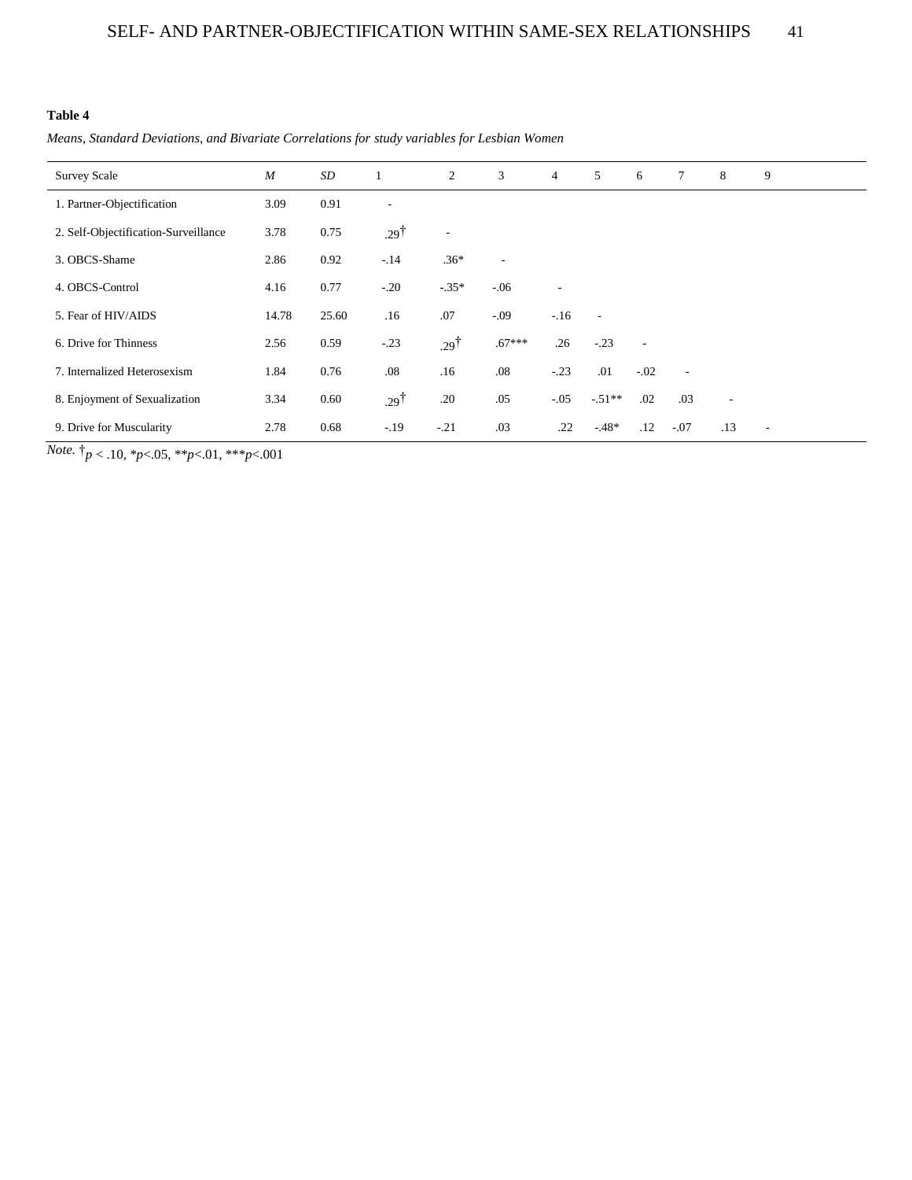**Table 4**

*Means, Standard Deviations, and Bivariate Correlations for study variables for Lesbian Women*

| Survey Scale | *M* | *SD* | 1 | 2 | 3 | 4 | 5 | 6 | 7 | 8 | 9 |
|---|---|---|---|---|---|---|---|---|---|---|---|
| 1. Partner-Objectification | 3.09 | 0.91 | - | | | | | | | | |
| 2. Self-Objectification-Surveillance | 3.78 | 0.75 | .29† | - | | | | | | | |
| 3. OBCS-Shame | 2.86 | 0.92 | -.14 | .36* | - | | | | | | |
| 4. OBCS-Control | 4.16 | 0.77 | -.20 | -.35* | -.06 | - | | | | | |
| 5. Fear of HIV/AIDS | 14.78 | 25.60 | .16 | .07 | -.09 | -.16 | - | | | | |
| 6. Drive for Thinness | 2.56 | 0.59 | -.23 | .29† | .67*** | .26 | -.23 | - | | | |
| 7. Internalized Heterosexism | 1.84 | 0.76 | .08 | .16 | .08 | -.23 | .01 | -.02 | - | | |
| 8. Enjoyment of Sexualization | 3.34 | 0.60 | .29† | .20 | .05 | -.05 | -.51** | .02 | .03 | - | |
| 9. Drive for Muscularity | 2.78 | 0.68 | -.19 | -.21 | .03 | .22 | -.48* | .12 | -.07 | .13 | - |

*Note.* †$p < .10$, *$p<.05$, **$p<.01$, ***$p<.001$